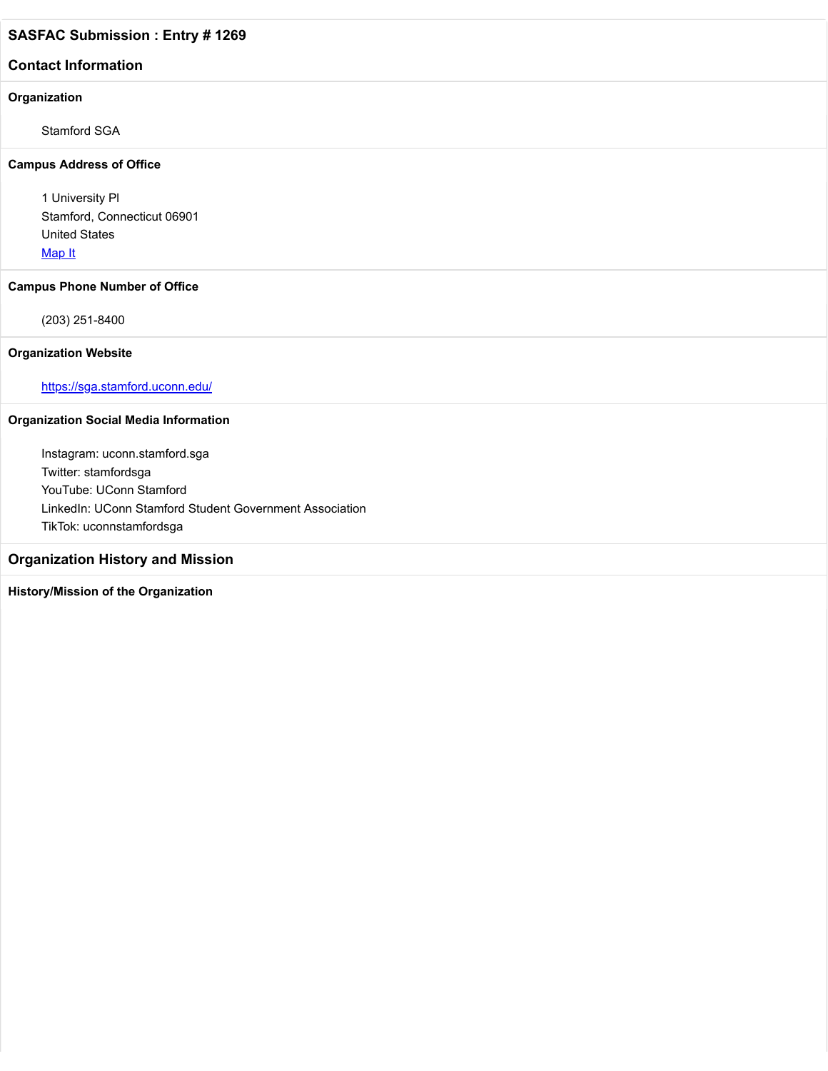## SASFAC Submission : Entry # 1269

## Contact Information

### Organization

Stamford SGA

### Campus Address of Office

1 University Pl
Stamford, Connecticut 06901
United States
[Map It]

### Campus Phone Number of Office

(203) 251-8400

### Organization Website

https://sga.stamford.uconn.edu/

### Organization Social Media Information

Instagram: uconn.stamford.sga
Twitter: stamfordsga
YouTube: UConn Stamford
LinkedIn: UConn Stamford Student Government Association
TikTok: uconnstamfordsga

## Organization History and Mission

### History/Mission of the Organization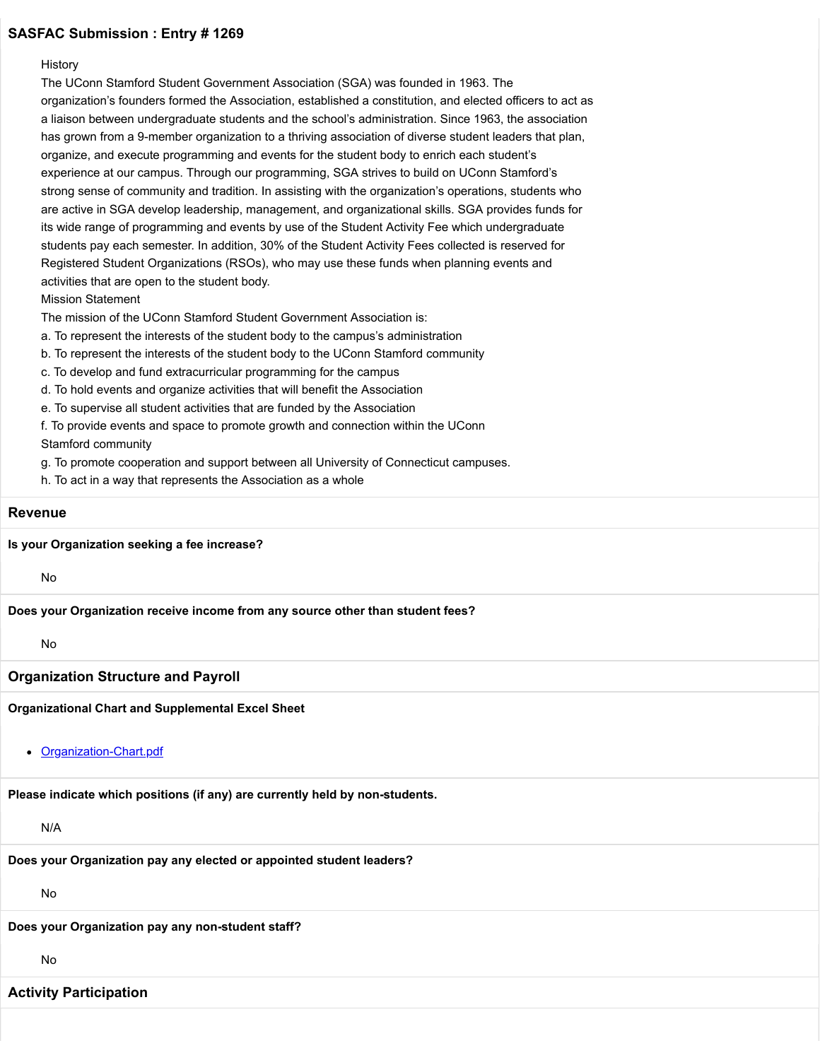### SASFAC Submission : Entry # 1269

History

The UConn Stamford Student Government Association (SGA) was founded in 1963. The organization's founders formed the Association, established a constitution, and elected officers to act as a liaison between undergraduate students and the school's administration. Since 1963, the association has grown from a 9-member organization to a thriving association of diverse student leaders that plan, organize, and execute programming and events for the student body to enrich each student's experience at our campus. Through our programming, SGA strives to build on UConn Stamford's strong sense of community and tradition. In assisting with the organization's operations, students who are active in SGA develop leadership, management, and organizational skills. SGA provides funds for its wide range of programming and events by use of the Student Activity Fee which undergraduate students pay each semester. In addition, 30% of the Student Activity Fees collected is reserved for Registered Student Organizations (RSOs), who may use these funds when planning events and activities that are open to the student body.

Mission Statement

The mission of the UConn Stamford Student Government Association is:

a. To represent the interests of the student body to the campus's administration
b. To represent the interests of the student body to the UConn Stamford community
c. To develop and fund extracurricular programming for the campus
d. To hold events and organize activities that will benefit the Association
e. To supervise all student activities that are funded by the Association
f. To provide events and space to promote growth and connection within the UConn Stamford community
g. To promote cooperation and support between all University of Connecticut campuses.
h. To act in a way that represents the Association as a whole

## Revenue

**Is your Organization seeking a fee increase?**

No

**Does your Organization receive income from any source other than student fees?**

No

## Organization Structure and Payroll

**Organizational Chart and Supplemental Excel Sheet**

- Organization-Chart.pdf

**Please indicate which positions (if any) are currently held by non-students.**

N/A

**Does your Organization pay any elected or appointed student leaders?**

No

**Does your Organization pay any non-student staff?**

No

## Activity Participation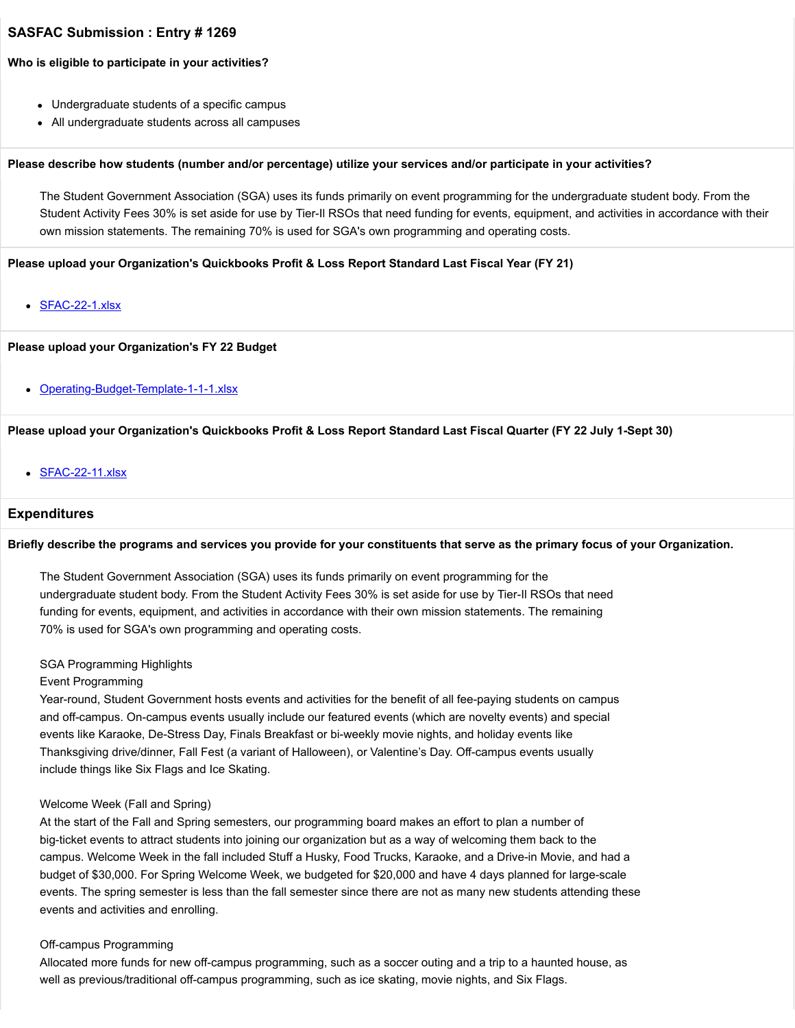## SASFAC Submission : Entry # 1269

**Who is eligible to participate in your activities?**

- Undergraduate students of a specific campus
- All undergraduate students across all campuses

**Please describe how students (number and/or percentage) utilize your services and/or participate in your activities?**

The Student Government Association (SGA) uses its funds primarily on event programming for the undergraduate student body. From the Student Activity Fees 30% is set aside for use by Tier-II RSOs that need funding for events, equipment, and activities in accordance with their own mission statements. The remaining 70% is used for SGA's own programming and operating costs.

**Please upload your Organization's Quickbooks Profit & Loss Report Standard Last Fiscal Year (FY 21)**

- SFAC-22-1.xlsx

**Please upload your Organization's FY 22 Budget**

- Operating-Budget-Template-1-1-1.xlsx

**Please upload your Organization's Quickbooks Profit & Loss Report Standard Last Fiscal Quarter (FY 22 July 1-Sept 30)**

- SFAC-22-11.xlsx

## Expenditures

**Briefly describe the programs and services you provide for your constituents that serve as the primary focus of your Organization.**

The Student Government Association (SGA) uses its funds primarily on event programming for the undergraduate student body. From the Student Activity Fees 30% is set aside for use by Tier-II RSOs that need funding for events, equipment, and activities in accordance with their own mission statements. The remaining 70% is used for SGA's own programming and operating costs.

SGA Programming Highlights
Event Programming
Year-round, Student Government hosts events and activities for the benefit of all fee-paying students on campus and off-campus. On-campus events usually include our featured events (which are novelty events) and special events like Karaoke, De-Stress Day, Finals Breakfast or bi-weekly movie nights, and holiday events like Thanksgiving drive/dinner, Fall Fest (a variant of Halloween), or Valentine's Day. Off-campus events usually include things like Six Flags and Ice Skating.

Welcome Week (Fall and Spring)
At the start of the Fall and Spring semesters, our programming board makes an effort to plan a number of big-ticket events to attract students into joining our organization but as a way of welcoming them back to the campus. Welcome Week in the fall included Stuff a Husky, Food Trucks, Karaoke, and a Drive-in Movie, and had a budget of $30,000. For Spring Welcome Week, we budgeted for $20,000 and have 4 days planned for large-scale events. The spring semester is less than the fall semester since there are not as many new students attending these events and activities and enrolling.

Off-campus Programming
Allocated more funds for new off-campus programming, such as a soccer outing and a trip to a haunted house, as well as previous/traditional off-campus programming, such as ice skating, movie nights, and Six Flags.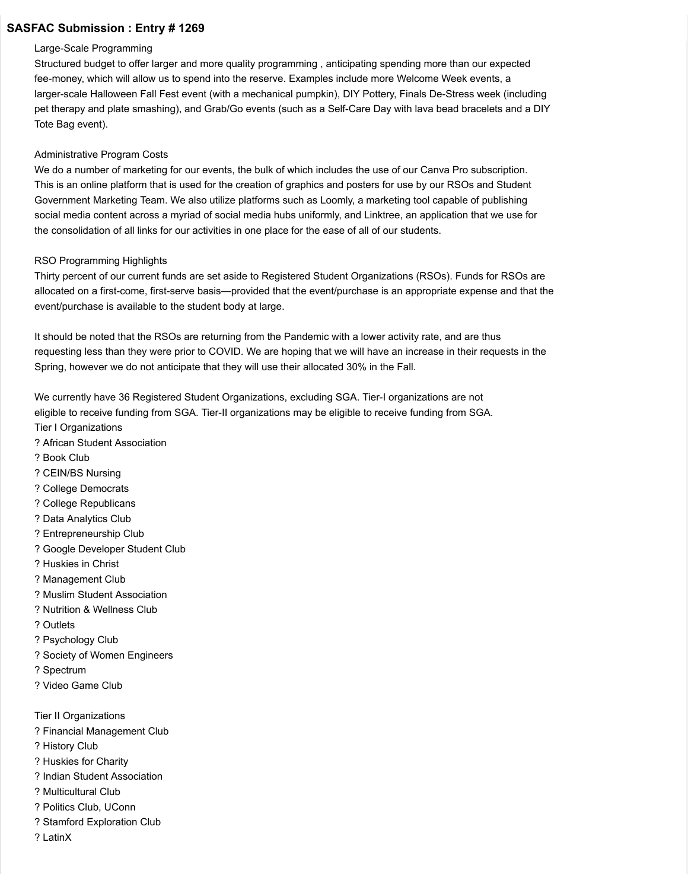**SASFAC Submission : Entry # 1269**

Large-Scale Programming
Structured budget to offer larger and more quality programming , anticipating spending more than our expected fee-money, which will allow us to spend into the reserve. Examples include more Welcome Week events, a larger-scale Halloween Fall Fest event (with a mechanical pumpkin), DIY Pottery, Finals De-Stress week (including pet therapy and plate smashing), and Grab/Go events (such as a Self-Care Day with lava bead bracelets and a DIY Tote Bag event).

Administrative Program Costs
We do a number of marketing for our events, the bulk of which includes the use of our Canva Pro subscription. This is an online platform that is used for the creation of graphics and posters for use by our RSOs and Student Government Marketing Team. We also utilize platforms such as Loomly, a marketing tool capable of publishing social media content across a myriad of social media hubs uniformly, and Linktree, an application that we use for the consolidation of all links for our activities in one place for the ease of all of our students.

RSO Programming Highlights
Thirty percent of our current funds are set aside to Registered Student Organizations (RSOs). Funds for RSOs are allocated on a first-come, first-serve basis—provided that the event/purchase is an appropriate expense and that the event/purchase is available to the student body at large.

It should be noted that the RSOs are returning from the Pandemic with a lower activity rate, and are thus requesting less than they were prior to COVID. We are hoping that we will have an increase in their requests in the Spring, however we do not anticipate that they will use their allocated 30% in the Fall.

We currently have 36 Registered Student Organizations, excluding SGA. Tier-I organizations are not eligible to receive funding from SGA. Tier-II organizations may be eligible to receive funding from SGA.
Tier I Organizations
? African Student Association
? Book Club
? CEIN/BS Nursing
? College Democrats
? College Republicans
? Data Analytics Club
? Entrepreneurship Club
? Google Developer Student Club
? Huskies in Christ
? Management Club
? Muslim Student Association
? Nutrition & Wellness Club
? Outlets
? Psychology Club
? Society of Women Engineers
? Spectrum
? Video Game Club

Tier II Organizations
? Financial Management Club
? History Club
? Huskies for Charity
? Indian Student Association
? Multicultural Club
? Politics Club, UConn
? Stamford Exploration Club
? LatinX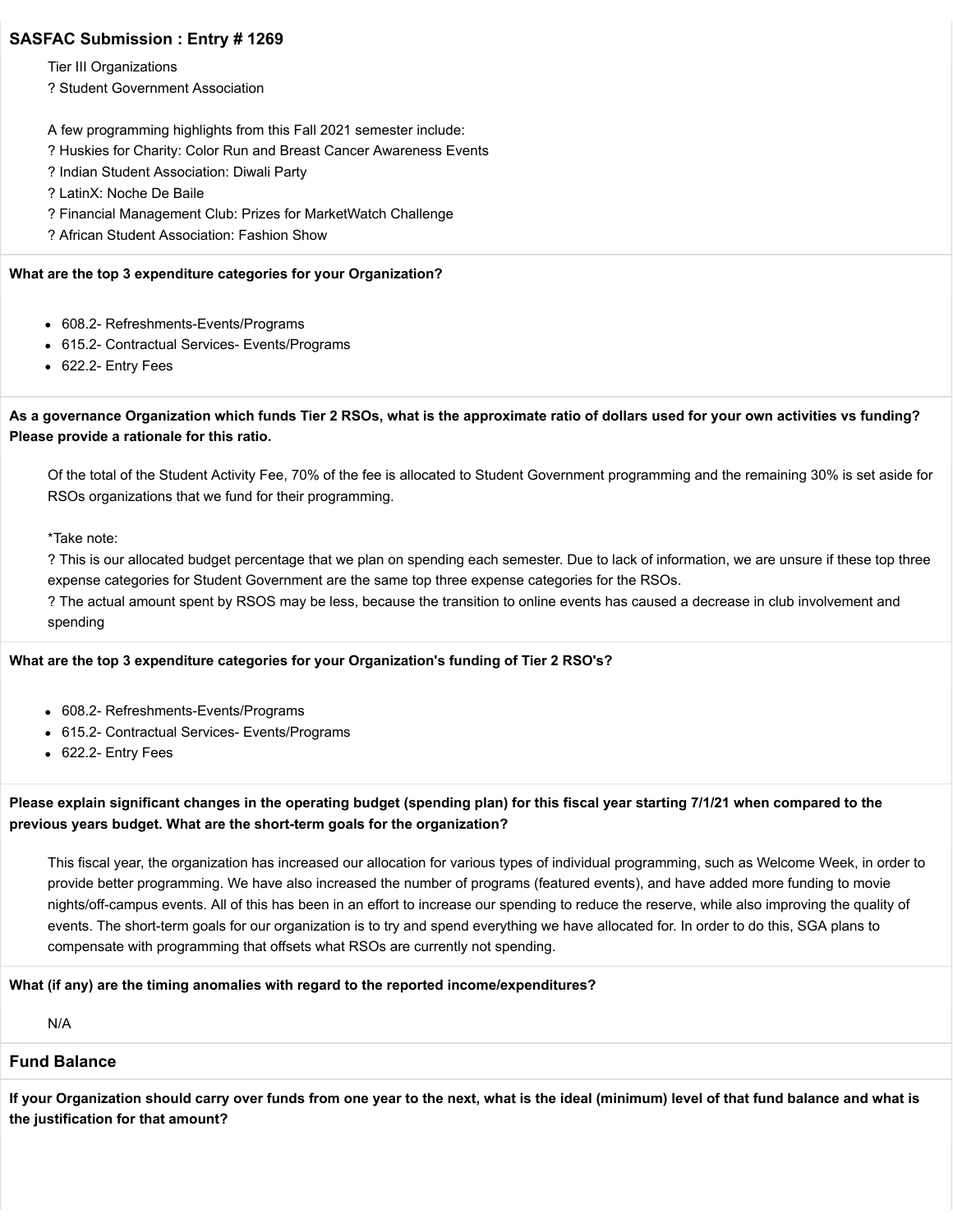## SASFAC Submission : Entry # 1269

Tier III Organizations
? Student Government Association

A few programming highlights from this Fall 2021 semester include:
? Huskies for Charity: Color Run and Breast Cancer Awareness Events
? Indian Student Association: Diwali Party
? LatinX: Noche De Baile
? Financial Management Club: Prizes for MarketWatch Challenge
? African Student Association: Fashion Show

**What are the top 3 expenditure categories for your Organization?**

- 608.2- Refreshments-Events/Programs
- 615.2- Contractual Services- Events/Programs
- 622.2- Entry Fees

**As a governance Organization which funds Tier 2 RSOs, what is the approximate ratio of dollars used for your own activities vs funding? Please provide a rationale for this ratio.**

Of the total of the Student Activity Fee, 70% of the fee is allocated to Student Government programming and the remaining 30% is set aside for RSOs organizations that we fund for their programming.

*Take note:
? This is our allocated budget percentage that we plan on spending each semester. Due to lack of information, we are unsure if these top three expense categories for Student Government are the same top three expense categories for the RSOs.
? The actual amount spent by RSOS may be less, because the transition to online events has caused a decrease in club involvement and spending

**What are the top 3 expenditure categories for your Organization's funding of Tier 2 RSO's?**

- 608.2- Refreshments-Events/Programs
- 615.2- Contractual Services- Events/Programs
- 622.2- Entry Fees

**Please explain significant changes in the operating budget (spending plan) for this fiscal year starting 7/1/21 when compared to the previous years budget. What are the short-term goals for the organization?**

This fiscal year, the organization has increased our allocation for various types of individual programming, such as Welcome Week, in order to provide better programming. We have also increased the number of programs (featured events), and have added more funding to movie nights/off-campus events. All of this has been in an effort to increase our spending to reduce the reserve, while also improving the quality of events. The short-term goals for our organization is to try and spend everything we have allocated for. In order to do this, SGA plans to compensate with programming that offsets what RSOs are currently not spending.

**What (if any) are the timing anomalies with regard to the reported income/expenditures?**

N/A

### Fund Balance

**If your Organization should carry over funds from one year to the next, what is the ideal (minimum) level of that fund balance and what is the justification for that amount?**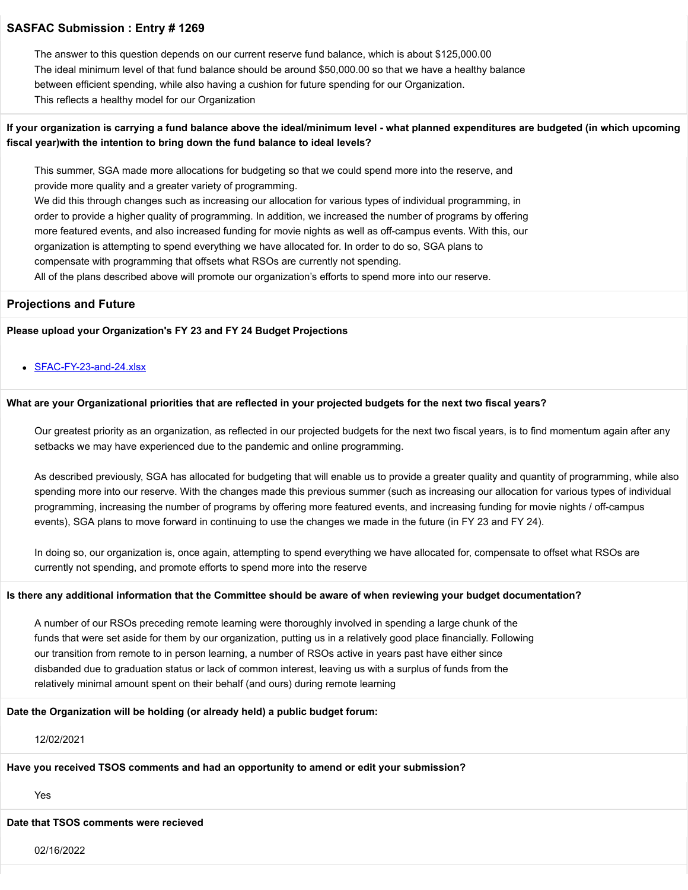## SASFAC Submission : Entry # 1269

The answer to this question depends on our current reserve fund balance, which is about $125,000.00
The ideal minimum level of that fund balance should be around $50,000.00 so that we have a healthy balance between efficient spending, while also having a cushion for future spending for our Organization.
This reflects a healthy model for our Organization

**If your organization is carrying a fund balance above the ideal/minimum level - what planned expenditures are budgeted (in which upcoming fiscal year)with the intention to bring down the fund balance to ideal levels?**

This summer, SGA made more allocations for budgeting so that we could spend more into the reserve, and provide more quality and a greater variety of programming.
We did this through changes such as increasing our allocation for various types of individual programming, in order to provide a higher quality of programming. In addition, we increased the number of programs by offering more featured events, and also increased funding for movie nights as well as off-campus events. With this, our organization is attempting to spend everything we have allocated for. In order to do so, SGA plans to compensate with programming that offsets what RSOs are currently not spending.
All of the plans described above will promote our organization's efforts to spend more into our reserve.

### Projections and Future

**Please upload your Organization's FY 23 and FY 24 Budget Projections**

- SFAC-FY-23-and-24.xlsx

**What are your Organizational priorities that are reflected in your projected budgets for the next two fiscal years?**

Our greatest priority as an organization, as reflected in our projected budgets for the next two fiscal years, is to find momentum again after any setbacks we may have experienced due to the pandemic and online programming.

As described previously, SGA has allocated for budgeting that will enable us to provide a greater quality and quantity of programming, while also spending more into our reserve. With the changes made this previous summer (such as increasing our allocation for various types of individual programming, increasing the number of programs by offering more featured events, and increasing funding for movie nights / off-campus events), SGA plans to move forward in continuing to use the changes we made in the future (in FY 23 and FY 24).

In doing so, our organization is, once again, attempting to spend everything we have allocated for, compensate to offset what RSOs are currently not spending, and promote efforts to spend more into the reserve

**Is there any additional information that the Committee should be aware of when reviewing your budget documentation?**

A number of our RSOs preceding remote learning were thoroughly involved in spending a large chunk of the funds that were set aside for them by our organization, putting us in a relatively good place financially. Following our transition from remote to in person learning, a number of RSOs active in years past have either since disbanded due to graduation status or lack of common interest, leaving us with a surplus of funds from the relatively minimal amount spent on their behalf (and ours) during remote learning

**Date the Organization will be holding (or already held) a public budget forum:**

12/02/2021

**Have you received TSOS comments and had an opportunity to amend or edit your submission?**

Yes

**Date that TSOS comments were recieved**

02/16/2022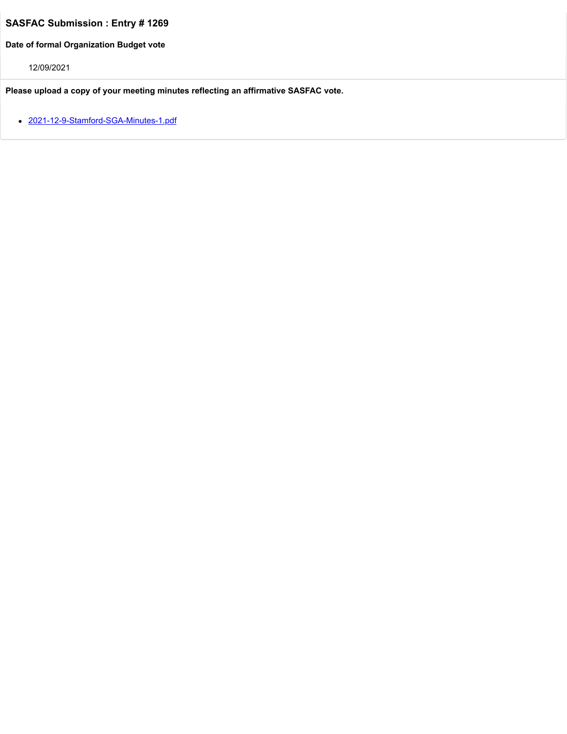## SASFAC Submission : Entry # 1269

**Date of formal Organization Budget vote**

12/09/2021

**Please upload a copy of your meeting minutes reflecting an affirmative SASFAC vote.**

- 2021-12-9-Stamford-SGA-Minutes-1.pdf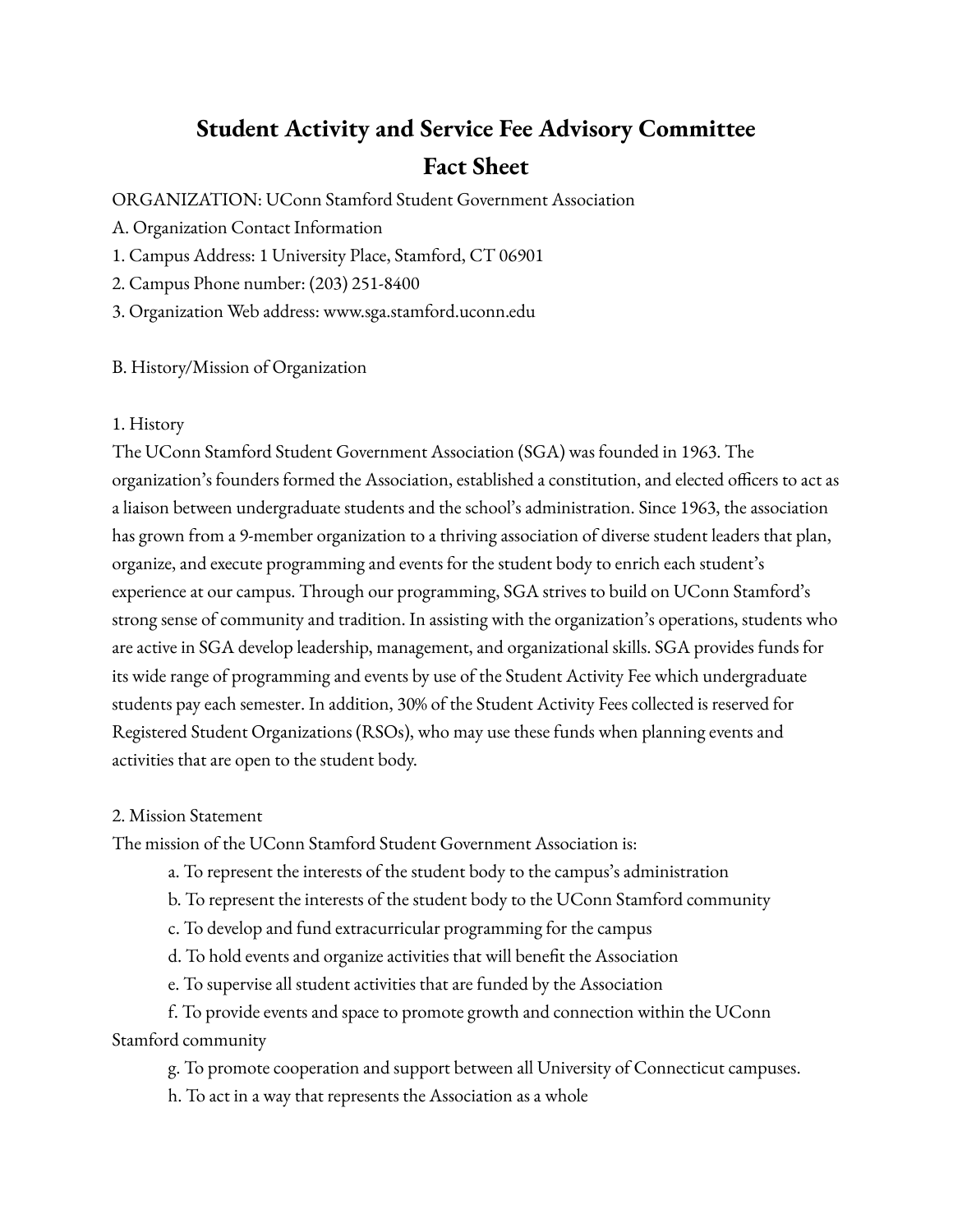# Student Activity and Service Fee Advisory Committee
# Fact Sheet

ORGANIZATION: UConn Stamford Student Government Association

A. Organization Contact Information

1. Campus Address: 1 University Place, Stamford, CT 06901
2. Campus Phone number: (203) 251-8400
3. Organization Web address: www.sga.stamford.uconn.edu

B. History/Mission of Organization

1. History

The UConn Stamford Student Government Association (SGA) was founded in 1963. The organization's founders formed the Association, established a constitution, and elected officers to act as a liaison between undergraduate students and the school's administration. Since 1963, the association has grown from a 9-member organization to a thriving association of diverse student leaders that plan, organize, and execute programming and events for the student body to enrich each student's experience at our campus. Through our programming, SGA strives to build on UConn Stamford's strong sense of community and tradition. In assisting with the organization's operations, students who are active in SGA develop leadership, management, and organizational skills. SGA provides funds for its wide range of programming and events by use of the Student Activity Fee which undergraduate students pay each semester. In addition, 30% of the Student Activity Fees collected is reserved for Registered Student Organizations (RSOs), who may use these funds when planning events and activities that are open to the student body.

2. Mission Statement

The mission of the UConn Stamford Student Government Association is:

a. To represent the interests of the student body to the campus's administration

b. To represent the interests of the student body to the UConn Stamford community

c. To develop and fund extracurricular programming for the campus

d. To hold events and organize activities that will benefit the Association

e. To supervise all student activities that are funded by the Association

f. To provide events and space to promote growth and connection within the UConn Stamford community

g. To promote cooperation and support between all University of Connecticut campuses.

h. To act in a way that represents the Association as a whole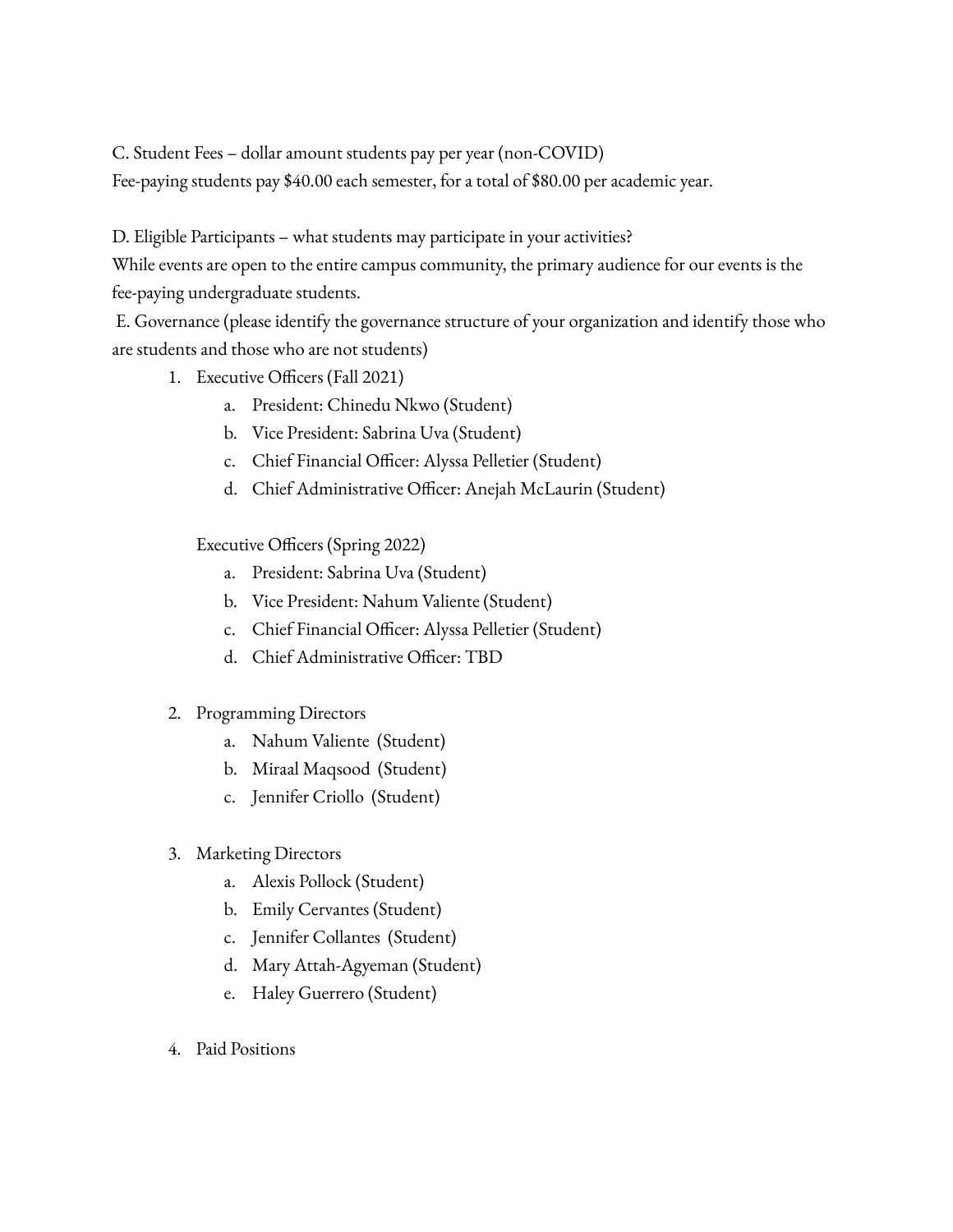C. Student Fees – dollar amount students pay per year (non-COVID)

Fee-paying students pay $40.00 each semester, for a total of $80.00 per academic year.

D. Eligible Participants – what students may participate in your activities?

While events are open to the entire campus community, the primary audience for our events is the fee-paying undergraduate students.

E. Governance (please identify the governance structure of your organization and identify those who are students and those who are not students)

1. Executive Officers (Fall 2021)
    a. President: Chinedu Nkwo (Student)
    b. Vice President: Sabrina Uva (Student)
    c. Chief Financial Officer: Alyssa Pelletier (Student)
    d. Chief Administrative Officer: Anejah McLaurin (Student)

    Executive Officers (Spring 2022)
    a. President: Sabrina Uva (Student)
    b. Vice President: Nahum Valiente (Student)
    c. Chief Financial Officer: Alyssa Pelletier (Student)
    d. Chief Administrative Officer: TBD

2. Programming Directors
    a. Nahum Valiente (Student)
    b. Miraal Maqsood (Student)
    c. Jennifer Criollo (Student)

3. Marketing Directors
    a. Alexis Pollock (Student)
    b. Emily Cervantes (Student)
    c. Jennifer Collantes (Student)
    d. Mary Attah-Agyeman (Student)
    e. Haley Guerrero (Student)

4. Paid Positions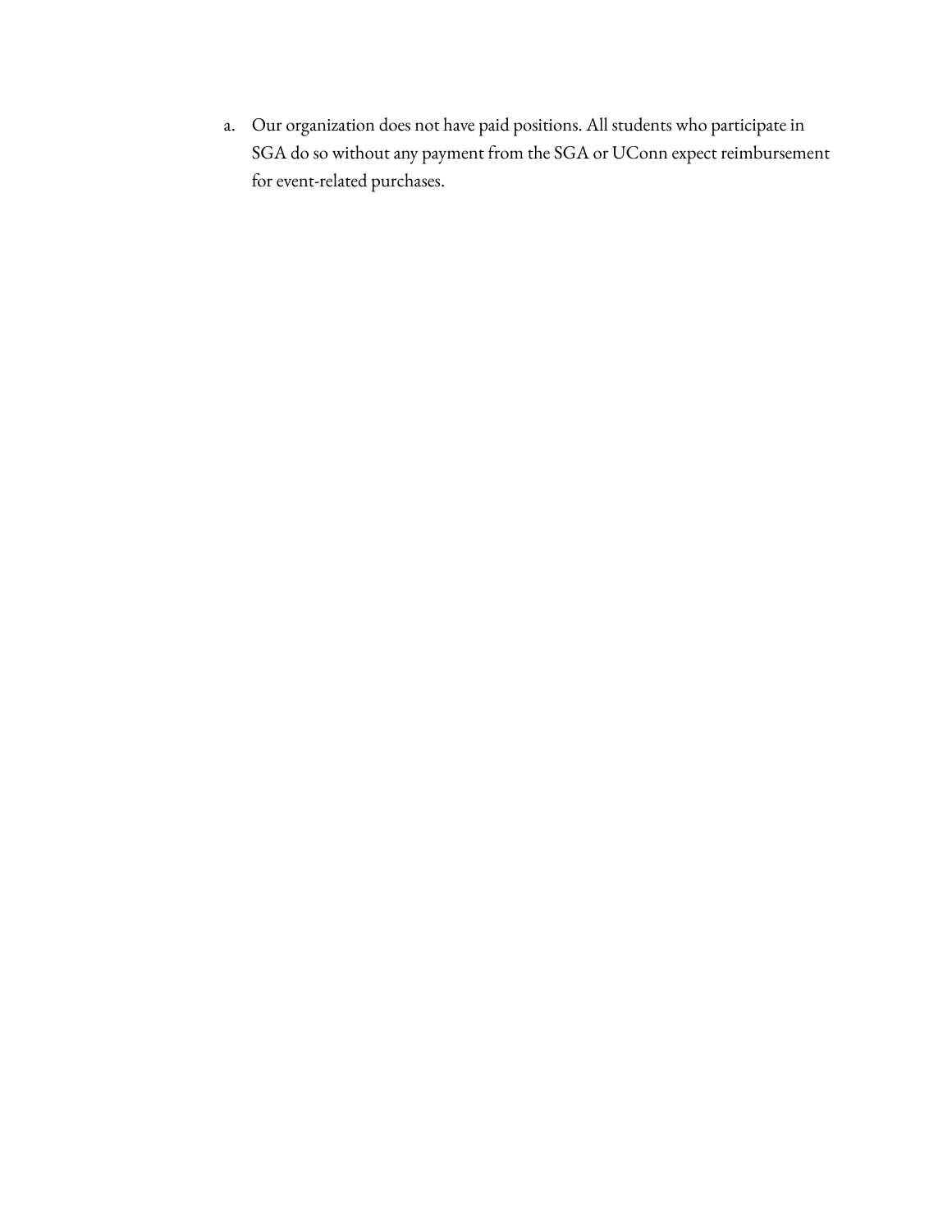a. Our organization does not have paid positions. All students who participate in SGA do so without any payment from the SGA or UConn expect reimbursement for event-related purchases.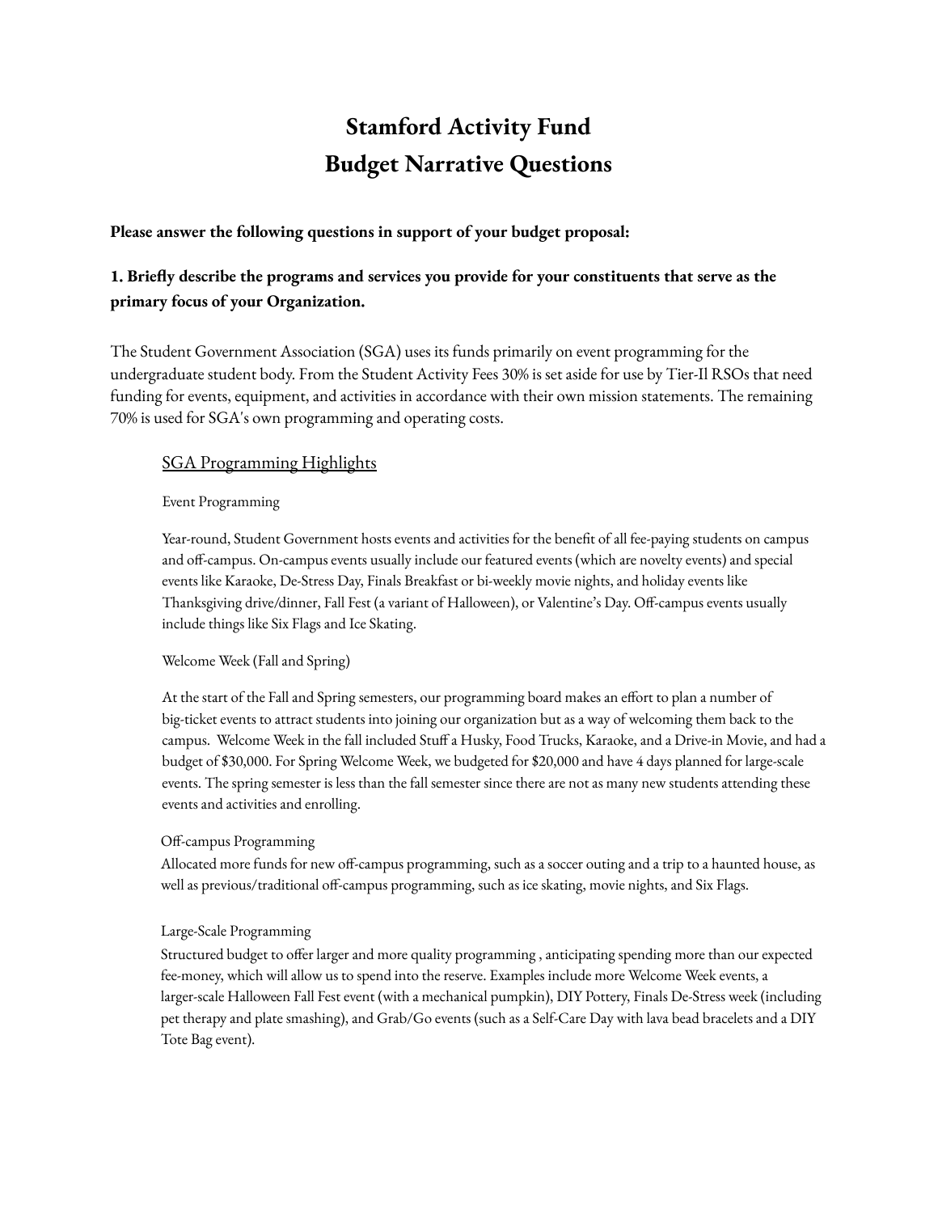# Stamford Activity Fund
# Budget Narrative Questions

**Please answer the following questions in support of your budget proposal:**

**1. Briefly describe the programs and services you provide for your constituents that serve as the primary focus of your Organization.**

The Student Government Association (SGA) uses its funds primarily on event programming for the undergraduate student body. From the Student Activity Fees 30% is set aside for use by Tier-II RSOs that need funding for events, equipment, and activities in accordance with their own mission statements. The remaining 70% is used for SGA's own programming and operating costs.

<u>SGA Programming Highlights</u>

Event Programming

Year-round, Student Government hosts events and activities for the benefit of all fee-paying students on campus and off-campus. On-campus events usually include our featured events (which are novelty events) and special events like Karaoke, De-Stress Day, Finals Breakfast or bi-weekly movie nights, and holiday events like Thanksgiving drive/dinner, Fall Fest (a variant of Halloween), or Valentine's Day. Off-campus events usually include things like Six Flags and Ice Skating.

Welcome Week (Fall and Spring)

At the start of the Fall and Spring semesters, our programming board makes an effort to plan a number of big-ticket events to attract students into joining our organization but as a way of welcoming them back to the campus. Welcome Week in the fall included Stuff a Husky, Food Trucks, Karaoke, and a Drive-in Movie, and had a budget of $30,000. For Spring Welcome Week, we budgeted for $20,000 and have 4 days planned for large-scale events. The spring semester is less than the fall semester since there are not as many new students attending these events and activities and enrolling.

Off-campus Programming

Allocated more funds for new off-campus programming, such as a soccer outing and a trip to a haunted house, as well as previous/traditional off-campus programming, such as ice skating, movie nights, and Six Flags.

Large-Scale Programming

Structured budget to offer larger and more quality programming , anticipating spending more than our expected fee-money, which will allow us to spend into the reserve. Examples include more Welcome Week events, a larger-scale Halloween Fall Fest event (with a mechanical pumpkin), DIY Pottery, Finals De-Stress week (including pet therapy and plate smashing), and Grab/Go events (such as a Self-Care Day with lava bead bracelets and a DIY Tote Bag event).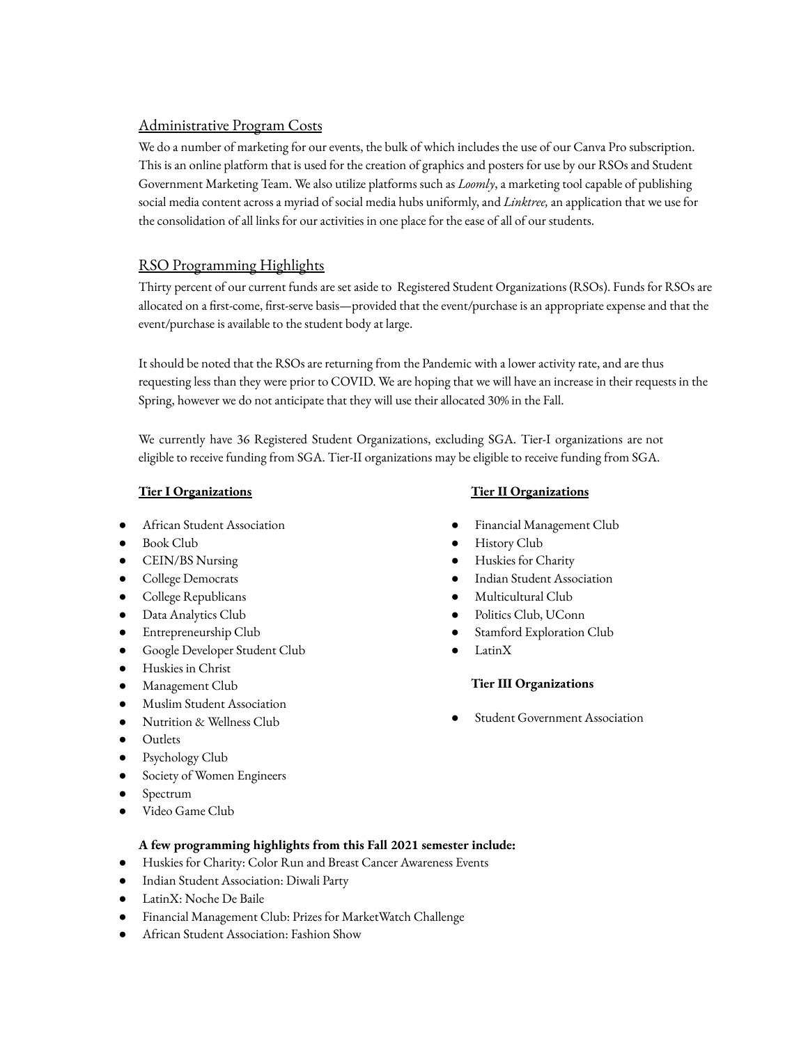## Administrative Program Costs

We do a number of marketing for our events, the bulk of which includes the use of our Canva Pro subscription. This is an online platform that is used for the creation of graphics and posters for use by our RSOs and Student Government Marketing Team. We also utilize platforms such as *Loomly*, a marketing tool capable of publishing social media content across a myriad of social media hubs uniformly, and *Linktree,* an application that we use for the consolidation of all links for our activities in one place for the ease of all of our students.

## RSO Programming Highlights

Thirty percent of our current funds are set aside to Registered Student Organizations (RSOs). Funds for RSOs are allocated on a first-come, first-serve basis—provided that the event/purchase is an appropriate expense and that the event/purchase is available to the student body at large.

It should be noted that the RSOs are returning from the Pandemic with a lower activity rate, and are thus requesting less than they were prior to COVID. We are hoping that we will have an increase in their requests in the Spring, however we do not anticipate that they will use their allocated 30% in the Fall.

We currently have 36 Registered Student Organizations, excluding SGA. Tier-I organizations are not eligible to receive funding from SGA. Tier-II organizations may be eligible to receive funding from SGA.

**Tier I Organizations**

- African Student Association
- Book Club
- CEIN/BS Nursing
- College Democrats
- College Republicans
- Data Analytics Club
- Entrepreneurship Club
- Google Developer Student Club
- Huskies in Christ
- Management Club
- Muslim Student Association
- Nutrition & Wellness Club
- Outlets
- Psychology Club
- Society of Women Engineers
- Spectrum
- Video Game Club

**Tier II Organizations**

- Financial Management Club
- History Club
- Huskies for Charity
- Indian Student Association
- Multicultural Club
- Politics Club, UConn
- Stamford Exploration Club
- LatinX

**Tier III Organizations**

- Student Government Association

**A few programming highlights from this Fall 2021 semester include:**

- Huskies for Charity: Color Run and Breast Cancer Awareness Events
- Indian Student Association: Diwali Party
- LatinX: Noche De Baile
- Financial Management Club: Prizes for MarketWatch Challenge
- African Student Association: Fashion Show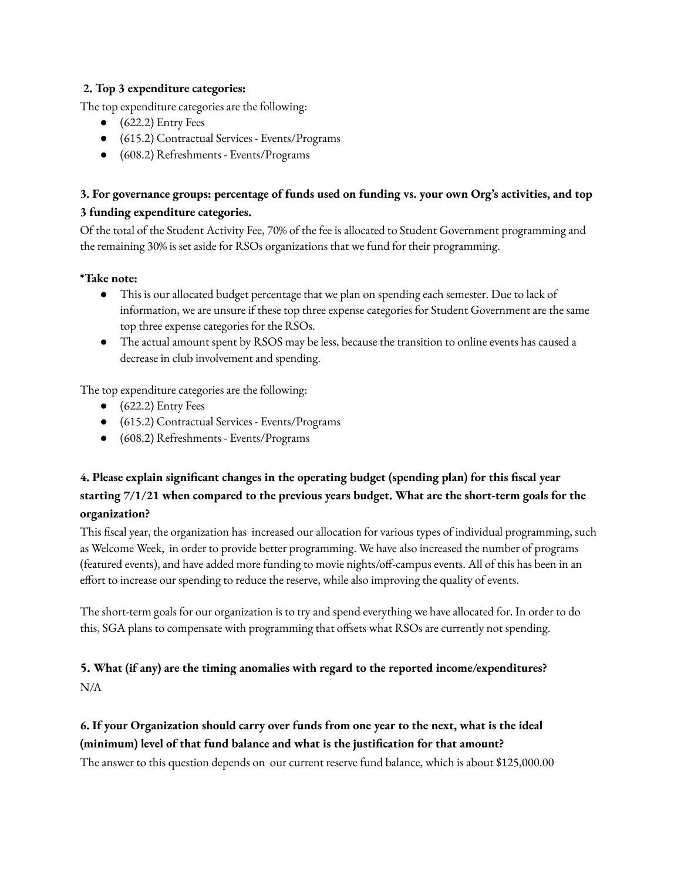**2. Top 3 expenditure categories:**

The top expenditure categories are the following:

- (622.2) Entry Fees
- (615.2) Contractual Services - Events/Programs
- (608.2) Refreshments - Events/Programs

**3. For governance groups: percentage of funds used on funding vs. your own Org's activities, and top 3 funding expenditure categories.**

Of the total of the Student Activity Fee, 70% of the fee is allocated to Student Government programming and the remaining 30% is set aside for RSOs organizations that we fund for their programming.

***Take note:**

- This is our allocated budget percentage that we plan on spending each semester. Due to lack of information, we are unsure if these top three expense categories for Student Government are the same top three expense categories for the RSOs.
- The actual amount spent by RSOS may be less, because the transition to online events has caused a decrease in club involvement and spending.

The top expenditure categories are the following:

- (622.2) Entry Fees
- (615.2) Contractual Services - Events/Programs
- (608.2) Refreshments - Events/Programs

**4. Please explain significant changes in the operating budget (spending plan) for this fiscal year starting 7/1/21 when compared to the previous years budget. What are the short-term goals for the organization?**

This fiscal year, the organization has increased our allocation for various types of individual programming, such as Welcome Week, in order to provide better programming. We have also increased the number of programs (featured events), and have added more funding to movie nights/off-campus events. All of this has been in an effort to increase our spending to reduce the reserve, while also improving the quality of events.

The short-term goals for our organization is to try and spend everything we have allocated for. In order to do this, SGA plans to compensate with programming that offsets what RSOs are currently not spending.

**5. What (if any) are the timing anomalies with regard to the reported income/expenditures?**

N/A

**6. If your Organization should carry over funds from one year to the next, what is the ideal (minimum) level of that fund balance and what is the justification for that amount?**

The answer to this question depends on our current reserve fund balance, which is about $125,000.00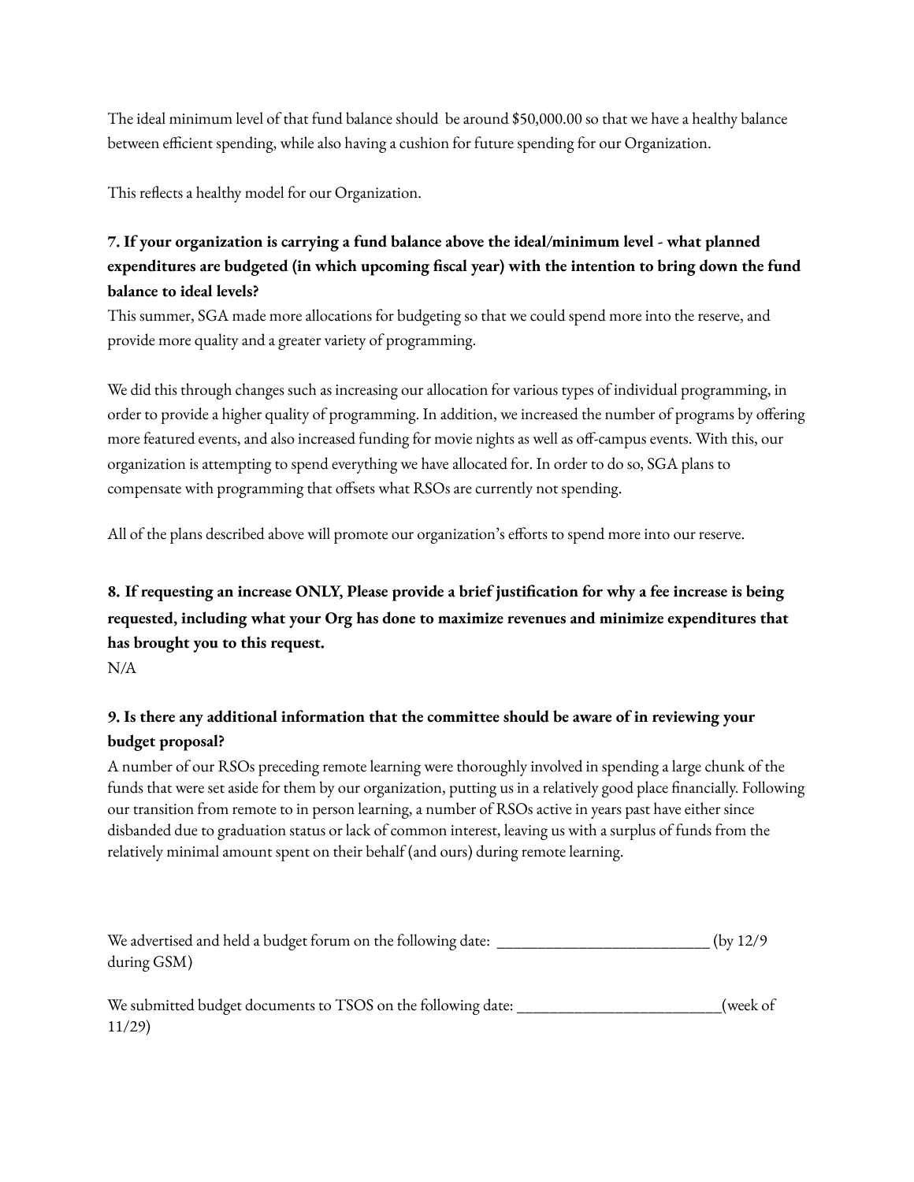The ideal minimum level of that fund balance should be around $50,000.00 so that we have a healthy balance between efficient spending, while also having a cushion for future spending for our Organization.

This reflects a healthy model for our Organization.

**7. If your organization is carrying a fund balance above the ideal/minimum level - what planned expenditures are budgeted (in which upcoming fiscal year) with the intention to bring down the fund balance to ideal levels?**

This summer, SGA made more allocations for budgeting so that we could spend more into the reserve, and provide more quality and a greater variety of programming.

We did this through changes such as increasing our allocation for various types of individual programming, in order to provide a higher quality of programming. In addition, we increased the number of programs by offering more featured events, and also increased funding for movie nights as well as off-campus events. With this, our organization is attempting to spend everything we have allocated for. In order to do so, SGA plans to compensate with programming that offsets what RSOs are currently not spending.

All of the plans described above will promote our organization's efforts to spend more into our reserve.

**8. If requesting an increase ONLY, Please provide a brief justification for why a fee increase is being requested, including what your Org has done to maximize revenues and minimize expenditures that has brought you to this request.**

N/A

**9. Is there any additional information that the committee should be aware of in reviewing your budget proposal?**

A number of our RSOs preceding remote learning were thoroughly involved in spending a large chunk of the funds that were set aside for them by our organization, putting us in a relatively good place financially. Following our transition from remote to in person learning, a number of RSOs active in years past have either since disbanded due to graduation status or lack of common interest, leaving us with a surplus of funds from the relatively minimal amount spent on their behalf (and ours) during remote learning.

We advertised and held a budget forum on the following date: __________________________ (by 12/9 during GSM)

We submitted budget documents to TSOS on the following date: _________________________(week of 11/29)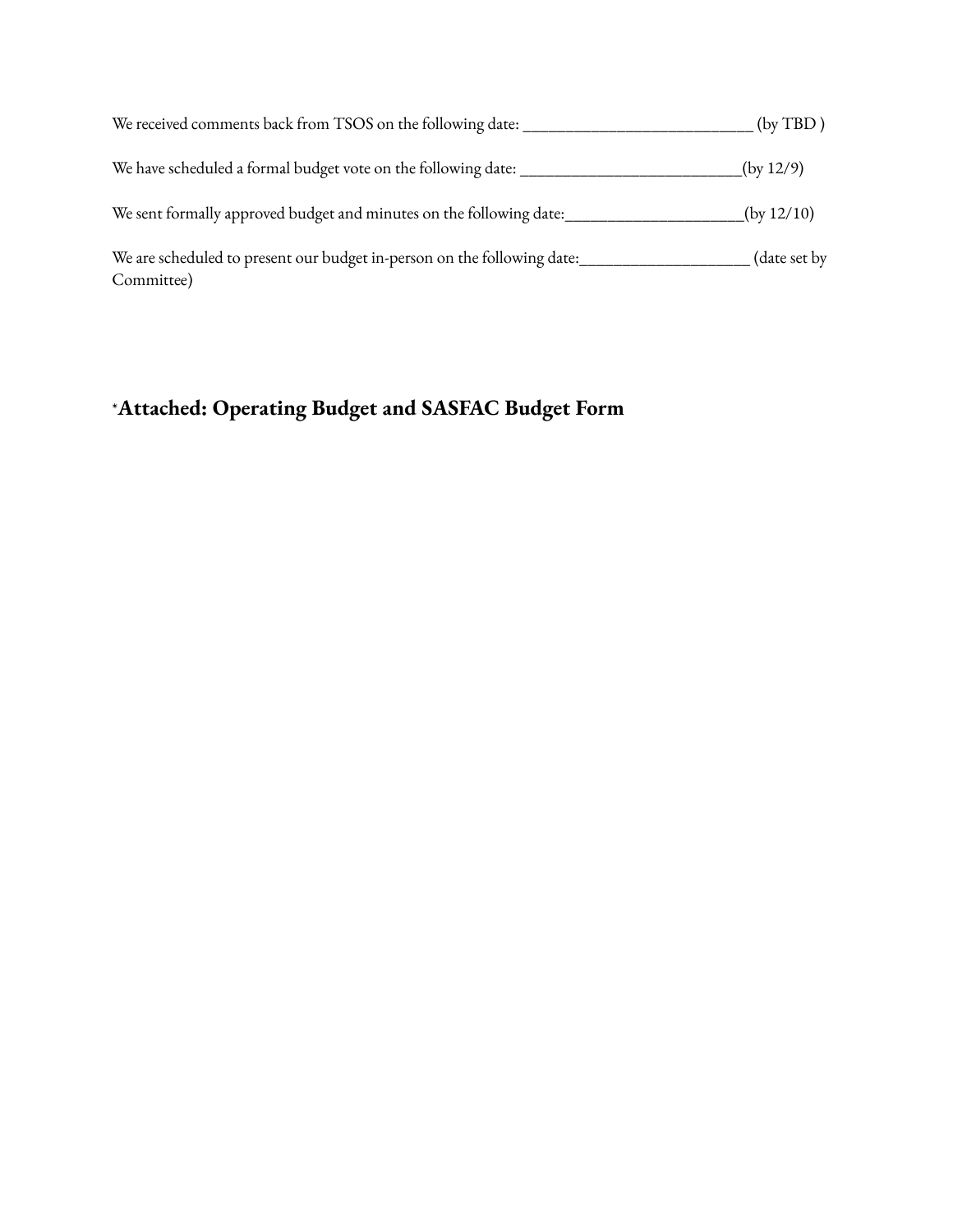We received comments back from TSOS on the following date: ___________________________ (by TBD )

We have scheduled a formal budget vote on the following date: __________________________(by 12/9)

We sent formally approved budget and minutes on the following date:_____________________(by 12/10)

We are scheduled to present our budget in-person on the following date:____________________ (date set by Committee)

## *Attached: Operating Budget and SASFAC Budget Form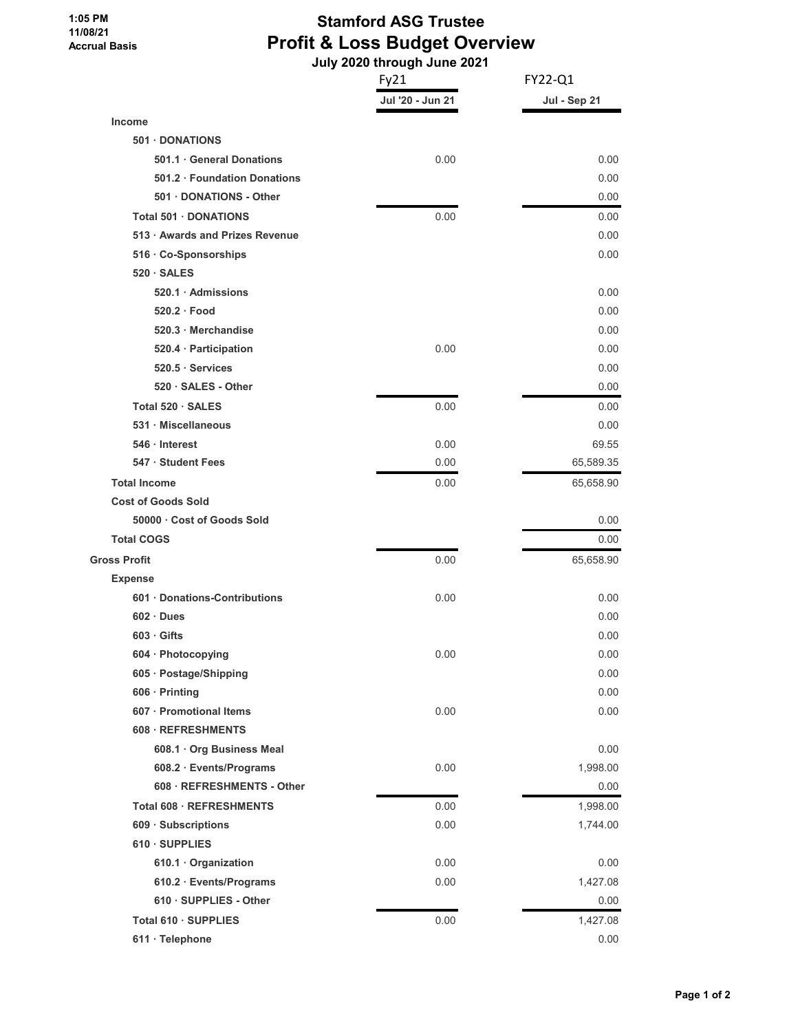1:05 PM
11/08/21
Accrual Basis

# Stamford ASG Trustee
## Profit & Loss Budget Overview
### July 2020 through June 2021

| | Fy21 | FY22-Q1 |
|---|---|---|
| | Jul '20 - Jun 21 | Jul - Sep 21 |
| Income | | |
| 501 · DONATIONS | | |
| 501.1 · General Donations | 0.00 | 0.00 |
| 501.2 · Foundation Donations | | 0.00 |
| 501 · DONATIONS - Other | | 0.00 |
| Total 501 · DONATIONS | 0.00 | 0.00 |
| 513 · Awards and Prizes Revenue | | 0.00 |
| 516 · Co-Sponsorships | | 0.00 |
| 520 · SALES | | |
| 520.1 · Admissions | | 0.00 |
| 520.2 · Food | | 0.00 |
| 520.3 · Merchandise | | 0.00 |
| 520.4 · Participation | 0.00 | 0.00 |
| 520.5 · Services | | 0.00 |
| 520 · SALES - Other | | 0.00 |
| Total 520 · SALES | 0.00 | 0.00 |
| 531 · Miscellaneous | | 0.00 |
| 546 · Interest | 0.00 | 69.55 |
| 547 · Student Fees | 0.00 | 65,589.35 |
| Total Income | 0.00 | 65,658.90 |
| Cost of Goods Sold | | |
| 50000 · Cost of Goods Sold | | 0.00 |
| Total COGS | | 0.00 |
| Gross Profit | 0.00 | 65,658.90 |
| Expense | | |
| 601 · Donations-Contributions | 0.00 | 0.00 |
| 602 · Dues | | 0.00 |
| 603 · Gifts | | 0.00 |
| 604 · Photocopying | 0.00 | 0.00 |
| 605 · Postage/Shipping | | 0.00 |
| 606 · Printing | | 0.00 |
| 607 · Promotional Items | 0.00 | 0.00 |
| 608 · REFRESHMENTS | | |
| 608.1 · Org Business Meal | | 0.00 |
| 608.2 · Events/Programs | 0.00 | 1,998.00 |
| 608 · REFRESHMENTS - Other | | 0.00 |
| Total 608 · REFRESHMENTS | 0.00 | 1,998.00 |
| 609 · Subscriptions | 0.00 | 1,744.00 |
| 610 · SUPPLIES | | |
| 610.1 · Organization | 0.00 | 0.00 |
| 610.2 · Events/Programs | 0.00 | 1,427.08 |
| 610 · SUPPLIES - Other | | 0.00 |
| Total 610 · SUPPLIES | 0.00 | 1,427.08 |
| 611 · Telephone | | 0.00 |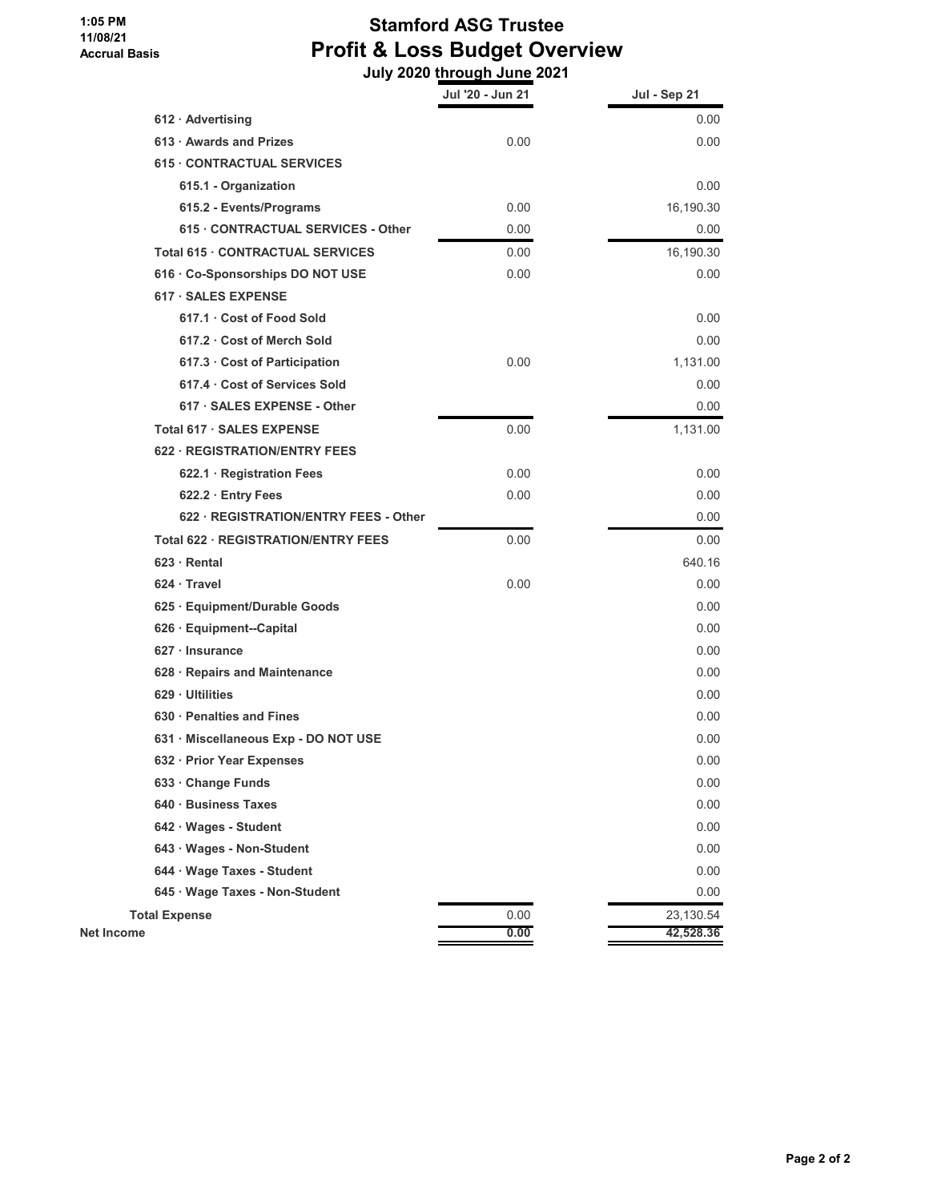1:05 PM
11/08/21
Accrual Basis

# Stamford ASG Trustee
## Profit & Loss Budget Overview
### July 2020 through June 2021

| | Jul '20 - Jun 21 | Jul - Sep 21 |
|---|---|---|
| 612 · Advertising | | 0.00 |
| 613 · Awards and Prizes | 0.00 | 0.00 |
| 615 · CONTRACTUAL SERVICES | | |
| 615.1 - Organization | | 0.00 |
| 615.2 - Events/Programs | 0.00 | 16,190.30 |
| 615 · CONTRACTUAL SERVICES - Other | 0.00 | 0.00 |
| Total 615 · CONTRACTUAL SERVICES | 0.00 | 16,190.30 |
| 616 · Co-Sponsorships DO NOT USE | 0.00 | 0.00 |
| 617 · SALES EXPENSE | | |
| 617.1 · Cost of Food Sold | | 0.00 |
| 617.2 · Cost of Merch Sold | | 0.00 |
| 617.3 · Cost of Participation | 0.00 | 1,131.00 |
| 617.4 · Cost of Services Sold | | 0.00 |
| 617 · SALES EXPENSE - Other | | 0.00 |
| Total 617 · SALES EXPENSE | 0.00 | 1,131.00 |
| 622 · REGISTRATION/ENTRY FEES | | |
| 622.1 · Registration Fees | 0.00 | 0.00 |
| 622.2 · Entry Fees | 0.00 | 0.00 |
| 622 · REGISTRATION/ENTRY FEES - Other | | 0.00 |
| Total 622 · REGISTRATION/ENTRY FEES | 0.00 | 0.00 |
| 623 · Rental | | 640.16 |
| 624 · Travel | 0.00 | 0.00 |
| 625 · Equipment/Durable Goods | | 0.00 |
| 626 · Equipment--Capital | | 0.00 |
| 627 · Insurance | | 0.00 |
| 628 · Repairs and Maintenance | | 0.00 |
| 629 · Ultilities | | 0.00 |
| 630 · Penalties and Fines | | 0.00 |
| 631 · Miscellaneous Exp - DO NOT USE | | 0.00 |
| 632 · Prior Year Expenses | | 0.00 |
| 633 · Change Funds | | 0.00 |
| 640 · Business Taxes | | 0.00 |
| 642 · Wages - Student | | 0.00 |
| 643 · Wages - Non-Student | | 0.00 |
| 644 · Wage Taxes - Student | | 0.00 |
| 645 · Wage Taxes - Non-Student | | 0.00 |
| Total Expense | 0.00 | 23,130.54 |
| Net Income | 0.00 | 42,528.36 |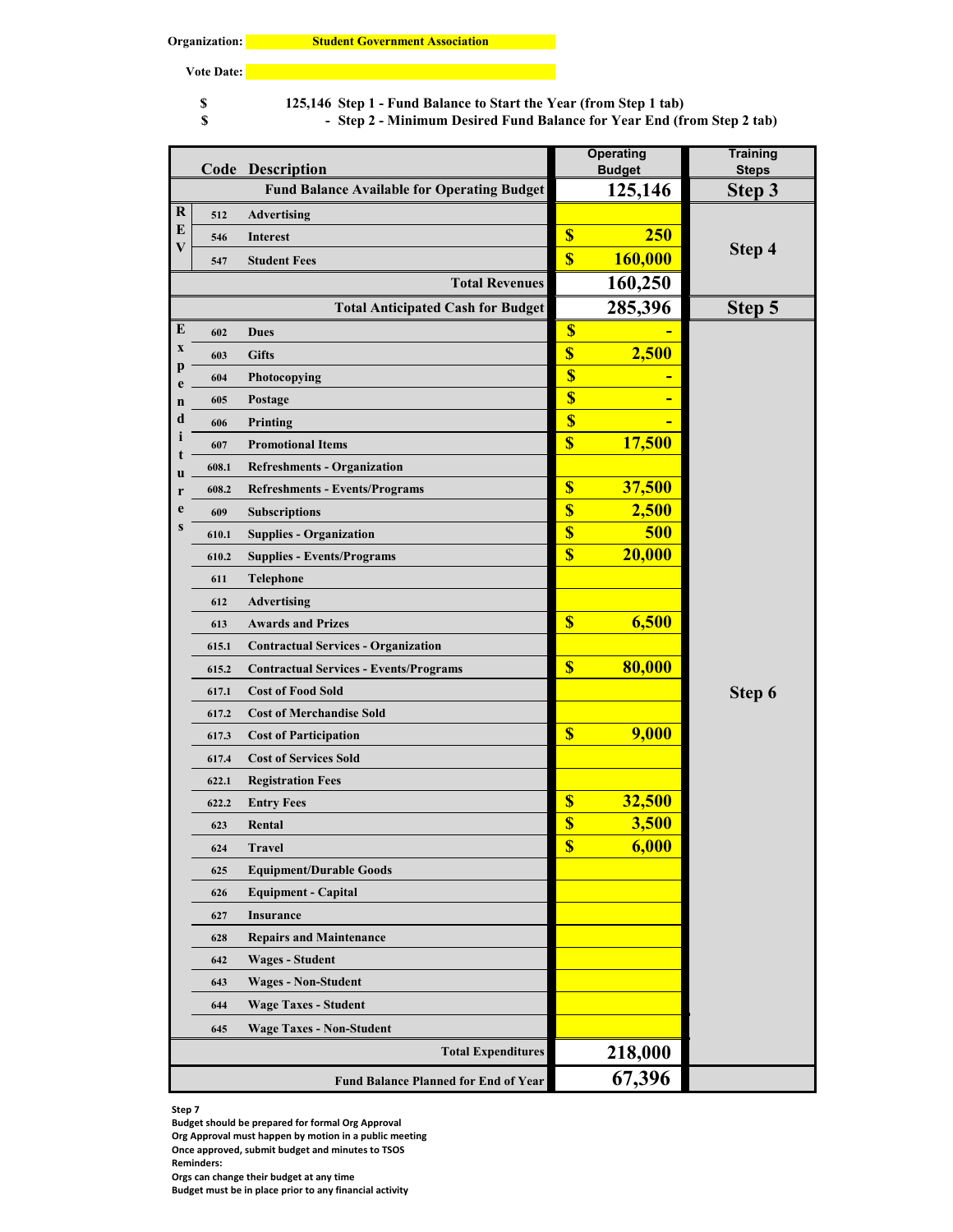**Organization:** Student Government Association

**Vote Date:**

| | | |
|---|---|---|
| $ | 125,146 | Step 1 - Fund Balance to Start the Year (from Step 1 tab) |
| $ | - | Step 2 - Minimum Desired Fund Balance for Year End (from Step 2 tab) |

| | Code | Description | Operating Budget | Training Steps |
|---|---|---|---|---|
| | | Fund Balance Available for Operating Budget | 125,146 | Step 3 |
| REV | 512 | Advertising | | Step 4 |
| | 546 | Interest | $ 250 | |
| | 547 | Student Fees | $ 160,000 | |
| | | Total Revenues | 160,250 | |
| | | Total Anticipated Cash for Budget | 285,396 | Step 5 |
| Expenditures | 602 | Dues | $ - | Step 6 |
| | 603 | Gifts | $ 2,500 | |
| | 604 | Photocopying | $ - | |
| | 605 | Postage | $ - | |
| | 606 | Printing | $ - | |
| | 607 | Promotional Items | $ 17,500 | |
| | 608.1 | Refreshments - Organization | | |
| | 608.2 | Refreshments - Events/Programs | $ 37,500 | |
| | 609 | Subscriptions | $ 2,500 | |
| | 610.1 | Supplies - Organization | $ 500 | |
| | 610.2 | Supplies - Events/Programs | $ 20,000 | |
| | 611 | Telephone | | |
| | 612 | Advertising | | |
| | 613 | Awards and Prizes | $ 6,500 | |
| | 615.1 | Contractual Services - Organization | | |
| | 615.2 | Contractual Services - Events/Programs | $ 80,000 | |
| | 617.1 | Cost of Food Sold | | |
| | 617.2 | Cost of Merchandise Sold | | |
| | 617.3 | Cost of Participation | $ 9,000 | |
| | 617.4 | Cost of Services Sold | | |
| | 622.1 | Registration Fees | | |
| | 622.2 | Entry Fees | $ 32,500 | |
| | 623 | Rental | $ 3,500 | |
| | 624 | Travel | $ 6,000 | |
| | 625 | Equipment/Durable Goods | | |
| | 626 | Equipment - Capital | | |
| | 627 | Insurance | | |
| | 628 | Repairs and Maintenance | | |
| | 642 | Wages - Student | | |
| | 643 | Wages - Non-Student | | |
| | 644 | Wage Taxes - Student | | |
| | 645 | Wage Taxes - Non-Student | | |
| | | Total Expenditures | 218,000 | |
| | | Fund Balance Planned for End of Year | 67,396 | |

**Step 7**

Budget should be prepared for formal Org Approval

Org Approval must happen by motion in a public meeting

Once approved, submit budget and minutes to TSOS

Reminders:

Orgs can change their budget at any time

Budget must be in place prior to any financial activity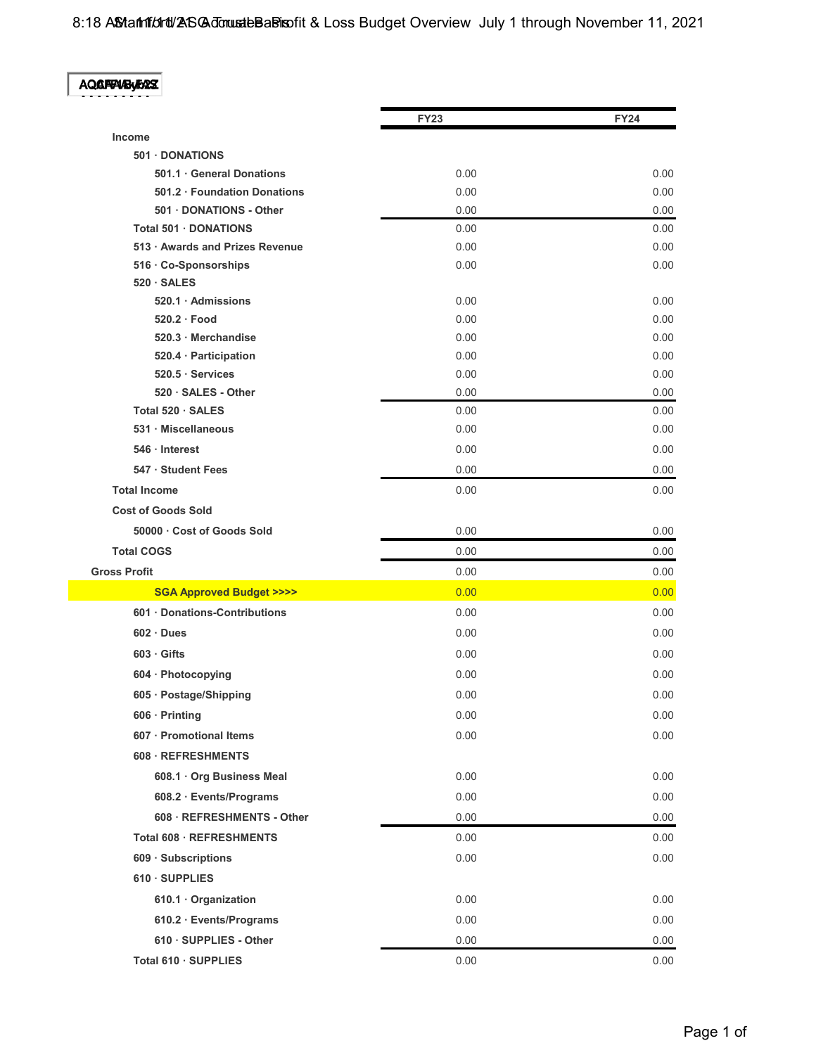# 8:18 AM 11/11/21 Stanford ASG Accrual Basis — Trustee Profit & Loss Budget Overview July 1 through November 11, 2021

AQGFAByFY22

| | FY23 | FY24 |
|---|---|---|
| **Income** | | |
| **501 · DONATIONS** | | |
| **501.1 · General Donations** | 0.00 | 0.00 |
| **501.2 · Foundation Donations** | 0.00 | 0.00 |
| **501 · DONATIONS - Other** | 0.00 | 0.00 |
| **Total 501 · DONATIONS** | 0.00 | 0.00 |
| **513 · Awards and Prizes Revenue** | 0.00 | 0.00 |
| **516 · Co-Sponsorships** | 0.00 | 0.00 |
| **520 · SALES** | | |
| **520.1 · Admissions** | 0.00 | 0.00 |
| **520.2 · Food** | 0.00 | 0.00 |
| **520.3 · Merchandise** | 0.00 | 0.00 |
| **520.4 · Participation** | 0.00 | 0.00 |
| **520.5 · Services** | 0.00 | 0.00 |
| **520 · SALES - Other** | 0.00 | 0.00 |
| **Total 520 · SALES** | 0.00 | 0.00 |
| **531 · Miscellaneous** | 0.00 | 0.00 |
| **546 · Interest** | 0.00 | 0.00 |
| **547 · Student Fees** | 0.00 | 0.00 |
| **Total Income** | 0.00 | 0.00 |
| **Cost of Goods Sold** | | |
| **50000 · Cost of Goods Sold** | 0.00 | 0.00 |
| **Total COGS** | 0.00 | 0.00 |
| **Gross Profit** | 0.00 | 0.00 |
| **SGA Approved Budget >>>>** | 0.00 | 0.00 |
| **601 · Donations-Contributions** | 0.00 | 0.00 |
| **602 · Dues** | 0.00 | 0.00 |
| **603 · Gifts** | 0.00 | 0.00 |
| **604 · Photocopying** | 0.00 | 0.00 |
| **605 · Postage/Shipping** | 0.00 | 0.00 |
| **606 · Printing** | 0.00 | 0.00 |
| **607 · Promotional Items** | 0.00 | 0.00 |
| **608 · REFRESHMENTS** | | |
| **608.1 · Org Business Meal** | 0.00 | 0.00 |
| **608.2 · Events/Programs** | 0.00 | 0.00 |
| **608 · REFRESHMENTS - Other** | 0.00 | 0.00 |
| **Total 608 · REFRESHMENTS** | 0.00 | 0.00 |
| **609 · Subscriptions** | 0.00 | 0.00 |
| **610 · SUPPLIES** | | |
| **610.1 · Organization** | 0.00 | 0.00 |
| **610.2 · Events/Programs** | 0.00 | 0.00 |
| **610 · SUPPLIES - Other** | 0.00 | 0.00 |
| **Total 610 · SUPPLIES** | 0.00 | 0.00 |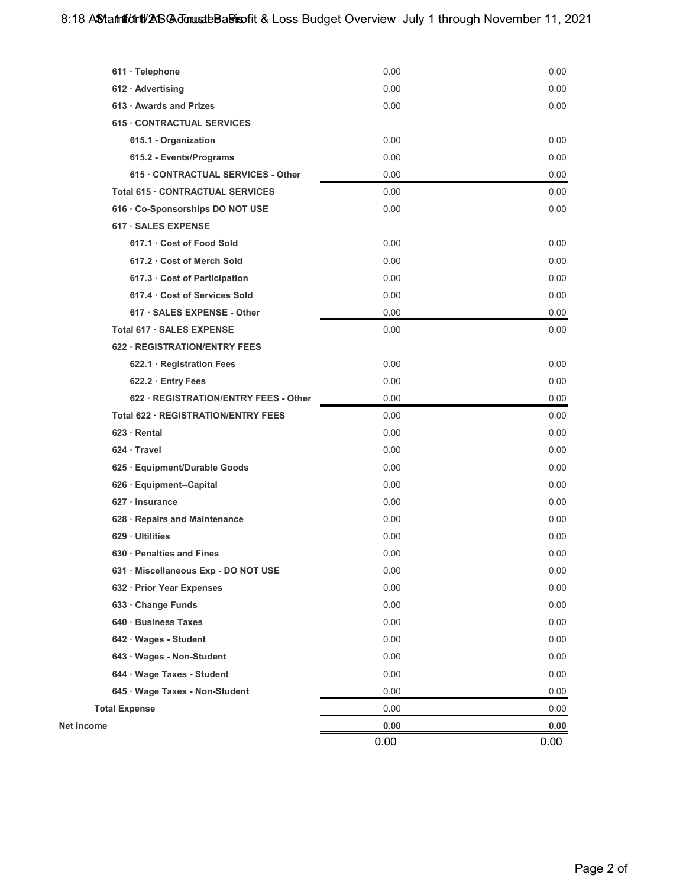| | | |
|---|---|---|
| 611 · Telephone | 0.00 | 0.00 |
| 612 · Advertising | 0.00 | 0.00 |
| 613 · Awards and Prizes | 0.00 | 0.00 |
| 615 · CONTRACTUAL SERVICES | | |
| 615.1 - Organization | 0.00 | 0.00 |
| 615.2 - Events/Programs | 0.00 | 0.00 |
| 615 · CONTRACTUAL SERVICES - Other | 0.00 | 0.00 |
| Total 615 · CONTRACTUAL SERVICES | 0.00 | 0.00 |
| 616 · Co-Sponsorships DO NOT USE | 0.00 | 0.00 |
| 617 · SALES EXPENSE | | |
| 617.1 · Cost of Food Sold | 0.00 | 0.00 |
| 617.2 · Cost of Merch Sold | 0.00 | 0.00 |
| 617.3 · Cost of Participation | 0.00 | 0.00 |
| 617.4 · Cost of Services Sold | 0.00 | 0.00 |
| 617 · SALES EXPENSE - Other | 0.00 | 0.00 |
| Total 617 · SALES EXPENSE | 0.00 | 0.00 |
| 622 · REGISTRATION/ENTRY FEES | | |
| 622.1 · Registration Fees | 0.00 | 0.00 |
| 622.2 · Entry Fees | 0.00 | 0.00 |
| 622 · REGISTRATION/ENTRY FEES - Other | 0.00 | 0.00 |
| Total 622 · REGISTRATION/ENTRY FEES | 0.00 | 0.00 |
| 623 · Rental | 0.00 | 0.00 |
| 624 · Travel | 0.00 | 0.00 |
| 625 · Equipment/Durable Goods | 0.00 | 0.00 |
| 626 · Equipment--Capital | 0.00 | 0.00 |
| 627 · Insurance | 0.00 | 0.00 |
| 628 · Repairs and Maintenance | 0.00 | 0.00 |
| 629 · Ultilities | 0.00 | 0.00 |
| 630 · Penalties and Fines | 0.00 | 0.00 |
| 631 · Miscellaneous Exp - DO NOT USE | 0.00 | 0.00 |
| 632 · Prior Year Expenses | 0.00 | 0.00 |
| 633 · Change Funds | 0.00 | 0.00 |
| 640 · Business Taxes | 0.00 | 0.00 |
| 642 · Wages - Student | 0.00 | 0.00 |
| 643 · Wages - Non-Student | 0.00 | 0.00 |
| 644 · Wage Taxes - Student | 0.00 | 0.00 |
| 645 · Wage Taxes - Non-Student | 0.00 | 0.00 |
| Total Expense | 0.00 | 0.00 |
| Net Income | **0.00** | **0.00** |
| | 0.00 | 0.00 |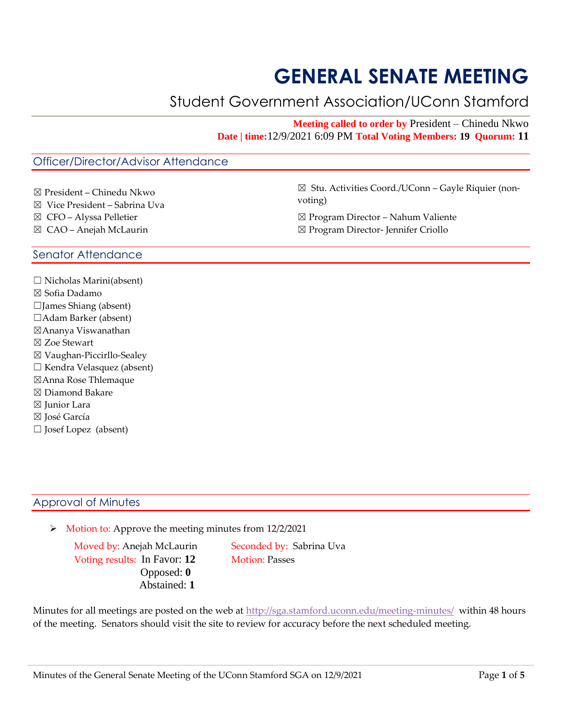# GENERAL SENATE MEETING

## Student Government Association/UConn Stamford

**Meeting called to order by** President – Chinedu Nkwo
**Date | time:** 12/9/2021 6:09 PM **Total Voting Members: 19** **Quorum: 11**

## Officer/Director/Advisor Attendance

☒ President – Chinedu Nkwo
☒ Vice President – Sabrina Uva
☒ CFO – Alyssa Pelletier
☒ CAO – Anejah McLaurin
☒ Stu. Activities Coord./UConn – Gayle Riquier (non-voting)
☒ Program Director – Nahum Valiente
☒ Program Director- Jennifer Criollo

## Senator Attendance

☐ Nicholas Marini(absent)
☒ Sofia Dadamo
☐James Shiang (absent)
☐Adam Barker (absent)
☒Ananya Viswanathan
☒ Zoe Stewart
☒ Vaughan-Piccirllo-Sealey
☐ Kendra Velasquez (absent)
☒Anna Rose Thlemaque
☒ Diamond Bakare
☒ Junior Lara
☒ José García
☐ Josef Lopez (absent)

## Approval of Minutes

- Motion to: Approve the meeting minutes from 12/2/2021

  Moved by: Anejah McLaurin
  Seconded by: Sabrina Uva
  Voting results: In Favor: **12**
  Opposed: **0**
  Abstained: **1**
  Motion: Passes

Minutes for all meetings are posted on the web at http://sga.stamford.uconn.edu/meeting-minutes/ within 48 hours of the meeting. Senators should visit the site to review for accuracy before the next scheduled meeting.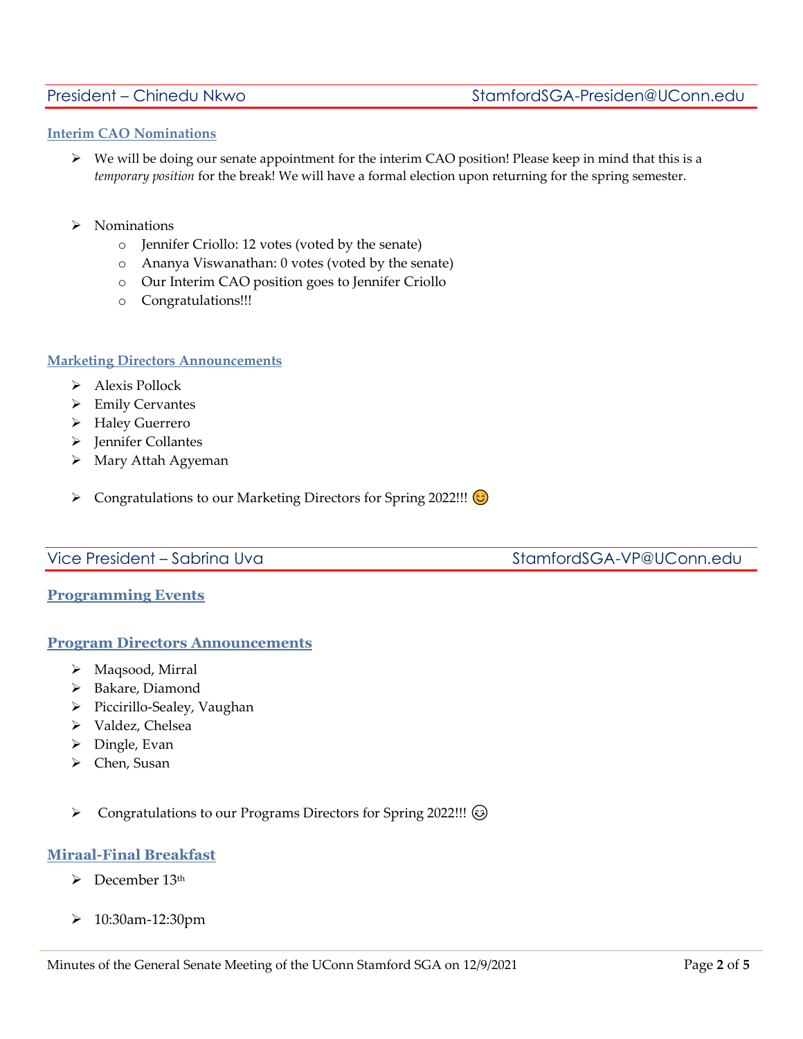## President – Chinedu Nkwo StamfordSGA-Presiden@UConn.edu

### Interim CAO Nominations

- We will be doing our senate appointment for the interim CAO position! Please keep in mind that this is a *temporary position* for the break! We will have a formal election upon returning for the spring semester.

- Nominations
  - Jennifer Criollo: 12 votes (voted by the senate)
  - Ananya Viswanathan: 0 votes (voted by the senate)
  - Our Interim CAO position goes to Jennifer Criollo
  - Congratulations!!!

### Marketing Directors Announcements

- Alexis Pollock
- Emily Cervantes
- Haley Guerrero
- Jennifer Collantes
- Mary Attah Agyeman

- Congratulations to our Marketing Directors for Spring 2022!!! 😊

## Vice President – Sabrina Uva StamfordSGA-VP@UConn.edu

### Programming Events

### Program Directors Announcements

- Maqsood, Mirral
- Bakare, Diamond
- Piccirillo-Sealey, Vaughan
- Valdez, Chelsea
- Dingle, Evan
- Chen, Susan

- Congratulations to our Programs Directors for Spring 2022!!! 😉

### Miraal-Final Breakfast

- December 13th

- 10:30am-12:30pm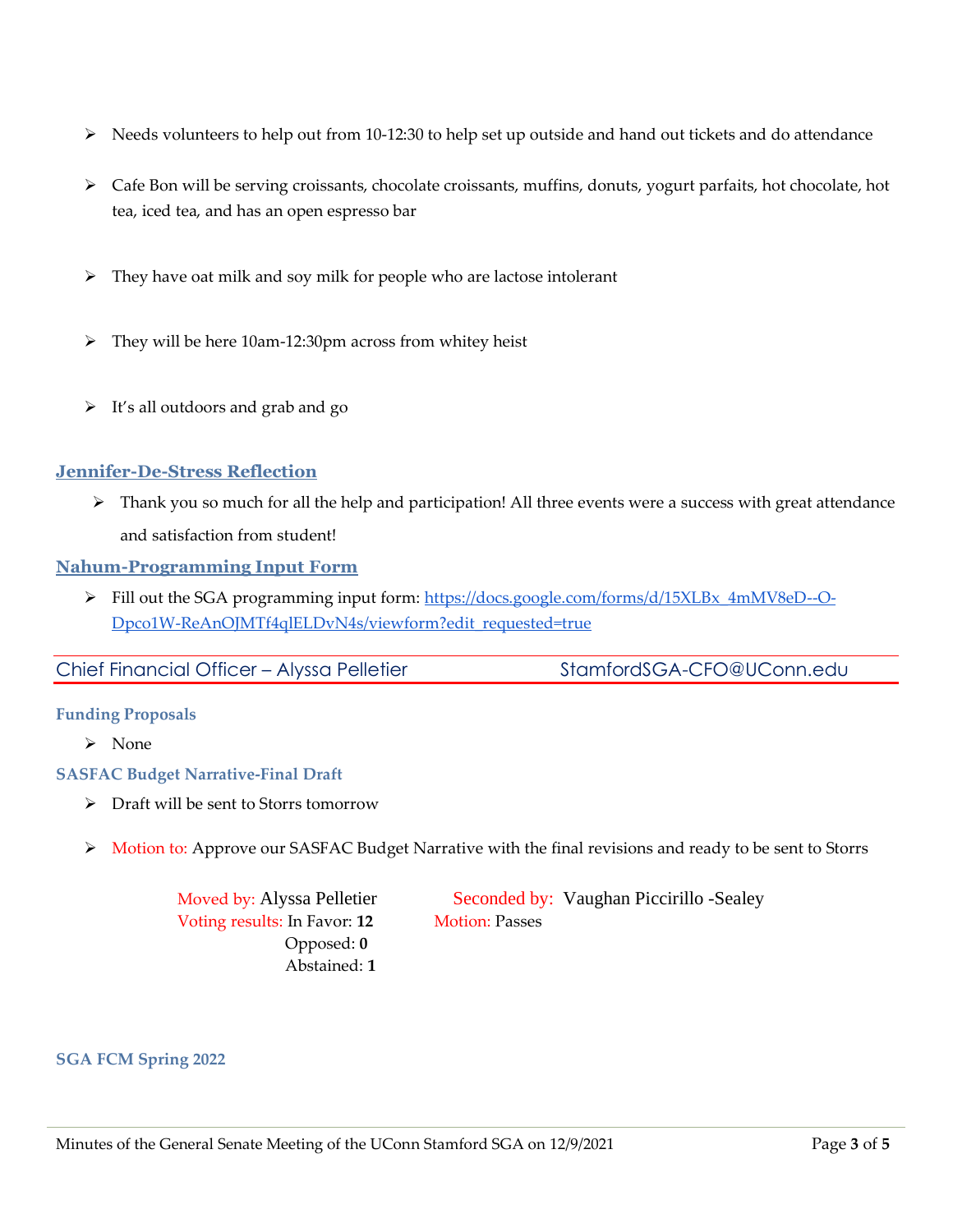- Needs volunteers to help out from 10-12:30 to help set up outside and hand out tickets and do attendance
- Cafe Bon will be serving croissants, chocolate croissants, muffins, donuts, yogurt parfaits, hot chocolate, hot tea, iced tea, and has an open espresso bar
- They have oat milk and soy milk for people who are lactose intolerant
- They will be here 10am-12:30pm across from whitey heist
- It's all outdoors and grab and go

### Jennifer-De-Stress Reflection

- Thank you so much for all the help and participation! All three events were a success with great attendance and satisfaction from student!

### Nahum-Programming Input Form

- Fill out the SGA programming input form: https://docs.google.com/forms/d/15XLBx_4mMV8eD--O-Dpco1W-ReAnOJMTf4qlELDvN4s/viewform?edit_requested=true

## Chief Financial Officer – Alyssa Pelletier StamfordSGA-CFO@UConn.edu

### Funding Proposals

- None

### SASFAC Budget Narrative-Final Draft

- Draft will be sent to Storrs tomorrow
- Motion to: Approve our SASFAC Budget Narrative with the final revisions and ready to be sent to Storrs

Moved by: Alyssa Pelletier Seconded by: Vaughan Piccirillo -Sealey
Voting results: In Favor: **12** Motion: Passes
Opposed: **0**
Abstained: **1**

### SGA FCM Spring 2022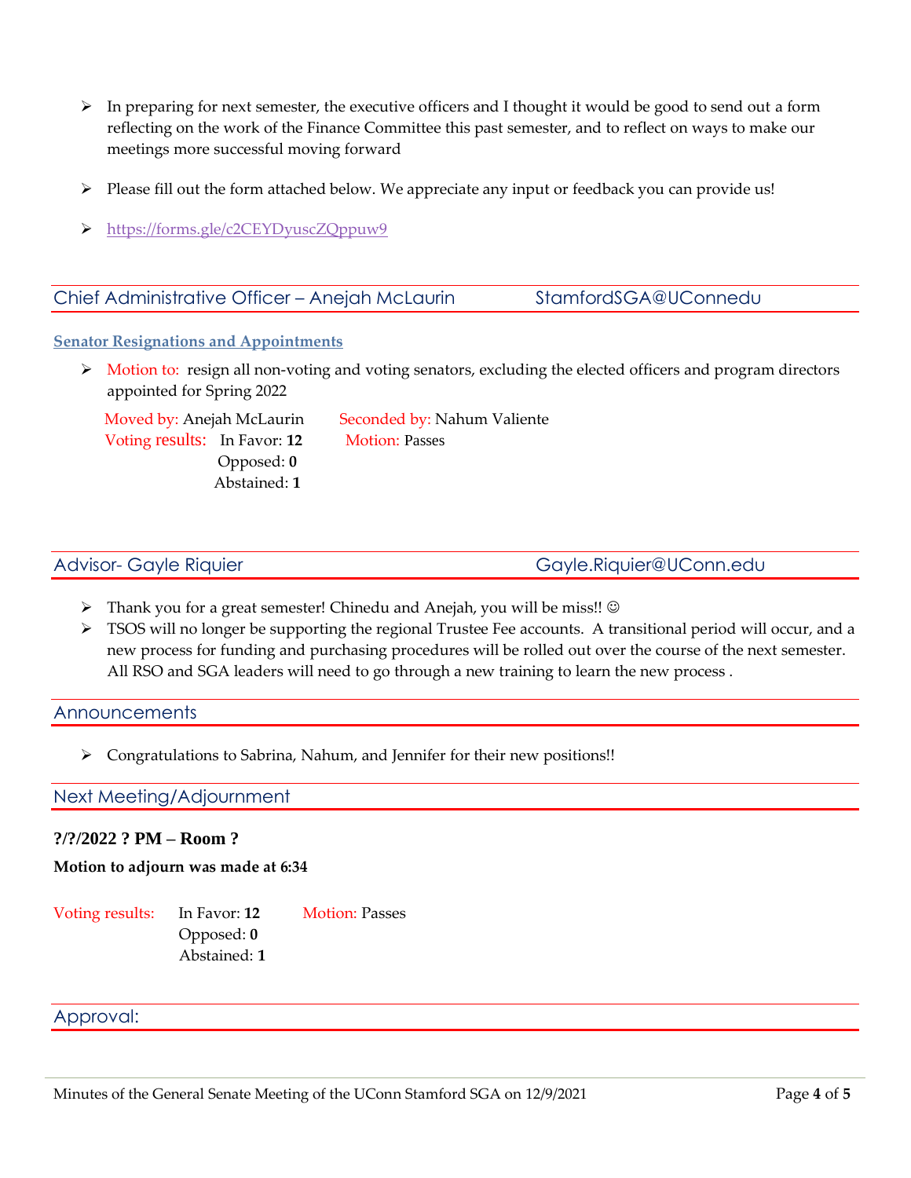- In preparing for next semester, the executive officers and I thought it would be good to send out a form reflecting on the work of the Finance Committee this past semester, and to reflect on ways to make our meetings more successful moving forward
- Please fill out the form attached below. We appreciate any input or feedback you can provide us!
- https://forms.gle/c2CEYDyuscZQppuw9

## Chief Administrative Officer – Anejah McLaurin StamfordSGA@UConnedu

### Senator Resignations and Appointments

- Motion to: resign all non-voting and voting senators, excluding the elected officers and program directors appointed for Spring 2022

Moved by: Anejah McLaurin Seconded by: Nahum Valiente
Voting results: In Favor: **12** Motion: Passes
Opposed: **0**
Abstained: **1**

## Advisor- Gayle Riquier Gayle.Riquier@UConn.edu

- Thank you for a great semester! Chinedu and Anejah, you will be miss!! ☺
- TSOS will no longer be supporting the regional Trustee Fee accounts. A transitional period will occur, and a new process for funding and purchasing procedures will be rolled out over the course of the next semester. All RSO and SGA leaders will need to go through a new training to learn the new process .

## Announcements

- Congratulations to Sabrina, Nahum, and Jennifer for their new positions!!

## Next Meeting/Adjournment

**?/?/2022 ? PM – Room ?**

**Motion to adjourn was made at 6:34**

Voting results: In Favor: **12** Motion: Passes
Opposed: **0**
Abstained: **1**

## Approval: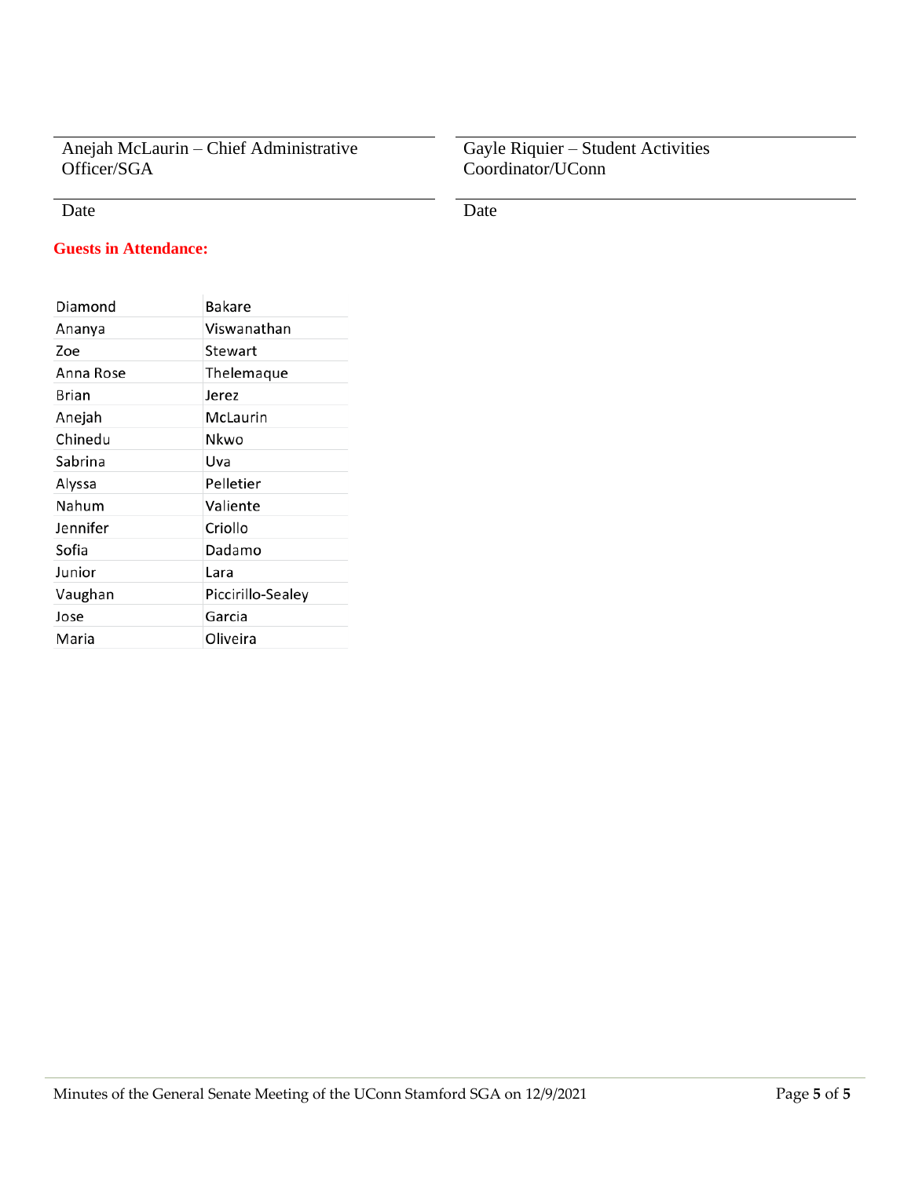| | |
|---|---|
| Anejah McLaurin – Chief Administrative Officer/SGA | Gayle Riquier – Student Activities Coordinator/UConn |
| Date | Date |

**Guests in Attendance:**

| | |
|---|---|
| Diamond | Bakare |
| Ananya | Viswanathan |
| Zoe | Stewart |
| Anna Rose | Thelemaque |
| Brian | Jerez |
| Anejah | McLaurin |
| Chinedu | Nkwo |
| Sabrina | Uva |
| Alyssa | Pelletier |
| Nahum | Valiente |
| Jennifer | Criollo |
| Sofia | Dadamo |
| Junior | Lara |
| Vaughan | Piccirillo-Sealey |
| Jose | Garcia |
| Maria | Oliveira |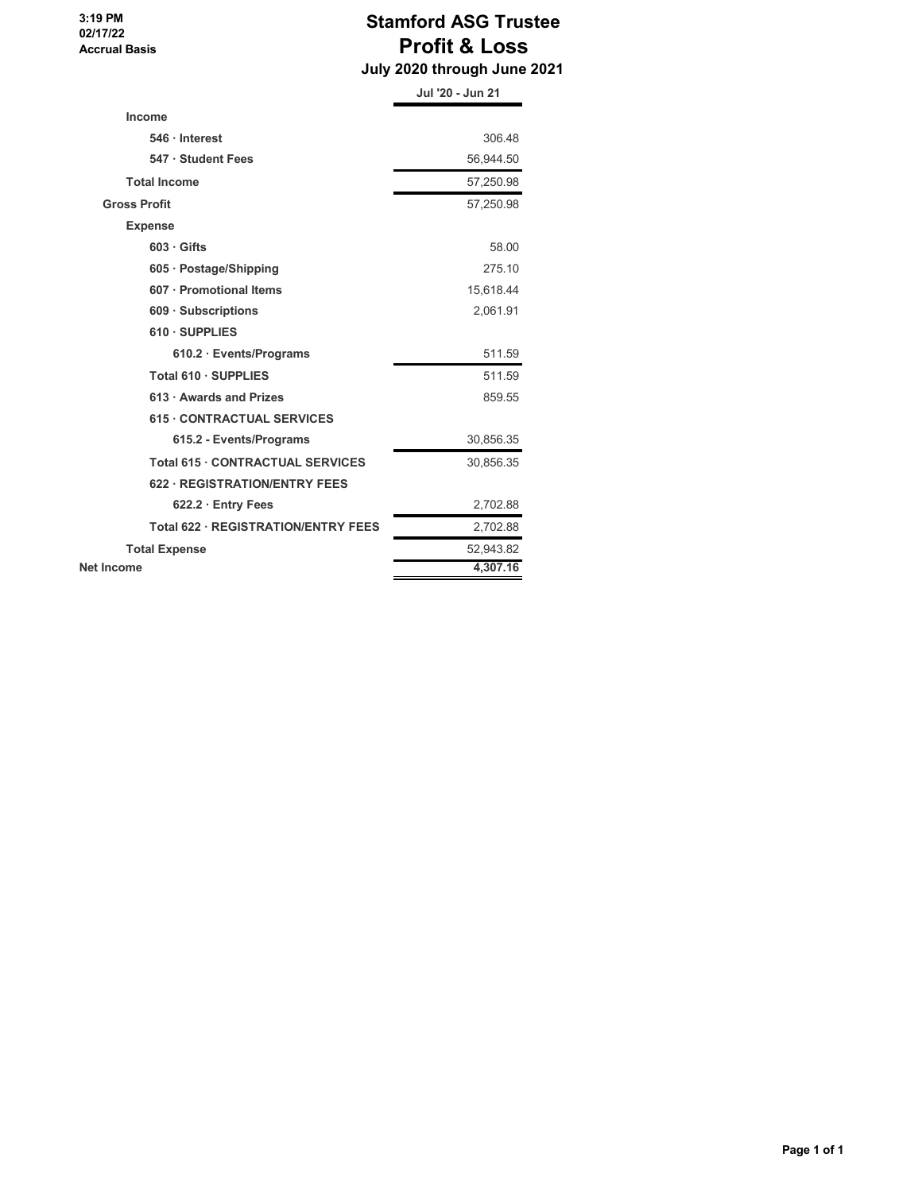3:19 PM
02/17/22
Accrual Basis

# Stamford ASG Trustee
## Profit & Loss
### July 2020 through June 2021

| | Jul '20 - Jun 21 |
|---|---|
| **Income** | |
| **546 · Interest** | 306.48 |
| **547 · Student Fees** | 56,944.50 |
| **Total Income** | 57,250.98 |
| **Gross Profit** | 57,250.98 |
| **Expense** | |
| **603 · Gifts** | 58.00 |
| **605 · Postage/Shipping** | 275.10 |
| **607 · Promotional Items** | 15,618.44 |
| **609 · Subscriptions** | 2,061.91 |
| **610 · SUPPLIES** | |
| **610.2 · Events/Programs** | 511.59 |
| **Total 610 · SUPPLIES** | 511.59 |
| **613 · Awards and Prizes** | 859.55 |
| **615 · CONTRACTUAL SERVICES** | |
| **615.2 - Events/Programs** | 30,856.35 |
| **Total 615 · CONTRACTUAL SERVICES** | 30,856.35 |
| **622 · REGISTRATION/ENTRY FEES** | |
| **622.2 · Entry Fees** | 2,702.88 |
| **Total 622 · REGISTRATION/ENTRY FEES** | 2,702.88 |
| **Total Expense** | 52,943.82 |
| **Net Income** | **4,307.16** |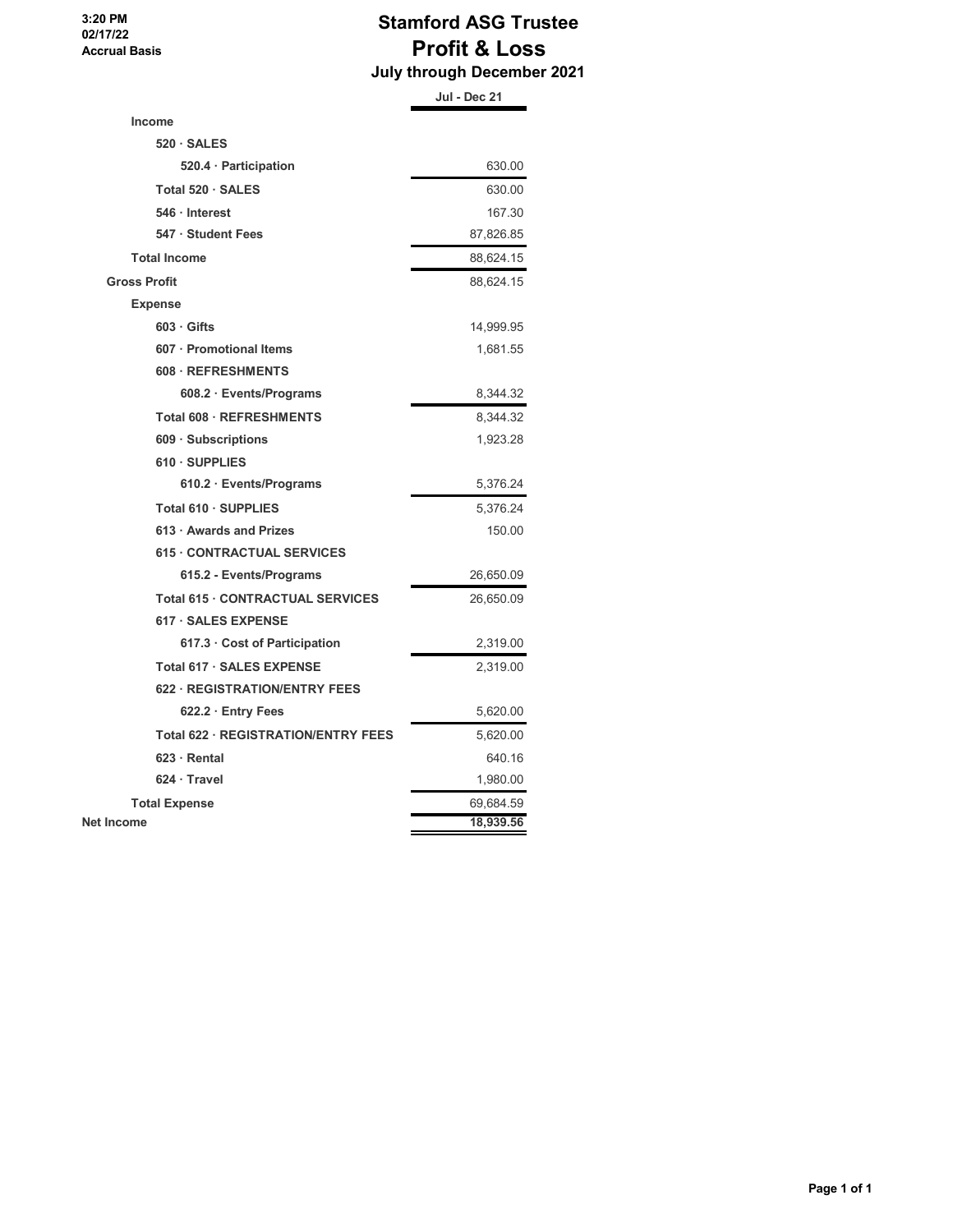3:20 PM
02/17/22
Accrual Basis

# Stamford ASG Trustee
## Profit & Loss
### July through December 2021

| | Jul - Dec 21 |
|---|---|
| **Income** | |
| **520 · SALES** | |
| **520.4 · Participation** | 630.00 |
| **Total 520 · SALES** | 630.00 |
| **546 · Interest** | 167.30 |
| **547 · Student Fees** | 87,826.85 |
| **Total Income** | 88,624.15 |
| **Gross Profit** | 88,624.15 |
| **Expense** | |
| **603 · Gifts** | 14,999.95 |
| **607 · Promotional Items** | 1,681.55 |
| **608 · REFRESHMENTS** | |
| **608.2 · Events/Programs** | 8,344.32 |
| **Total 608 · REFRESHMENTS** | 8,344.32 |
| **609 · Subscriptions** | 1,923.28 |
| **610 · SUPPLIES** | |
| **610.2 · Events/Programs** | 5,376.24 |
| **Total 610 · SUPPLIES** | 5,376.24 |
| **613 · Awards and Prizes** | 150.00 |
| **615 · CONTRACTUAL SERVICES** | |
| **615.2 - Events/Programs** | 26,650.09 |
| **Total 615 · CONTRACTUAL SERVICES** | 26,650.09 |
| **617 · SALES EXPENSE** | |
| **617.3 · Cost of Participation** | 2,319.00 |
| **Total 617 · SALES EXPENSE** | 2,319.00 |
| **622 · REGISTRATION/ENTRY FEES** | |
| **622.2 · Entry Fees** | 5,620.00 |
| **Total 622 · REGISTRATION/ENTRY FEES** | 5,620.00 |
| **623 · Rental** | 640.16 |
| **624 · Travel** | 1,980.00 |
| **Total Expense** | 69,684.59 |
| **Net Income** | **18,939.56** |